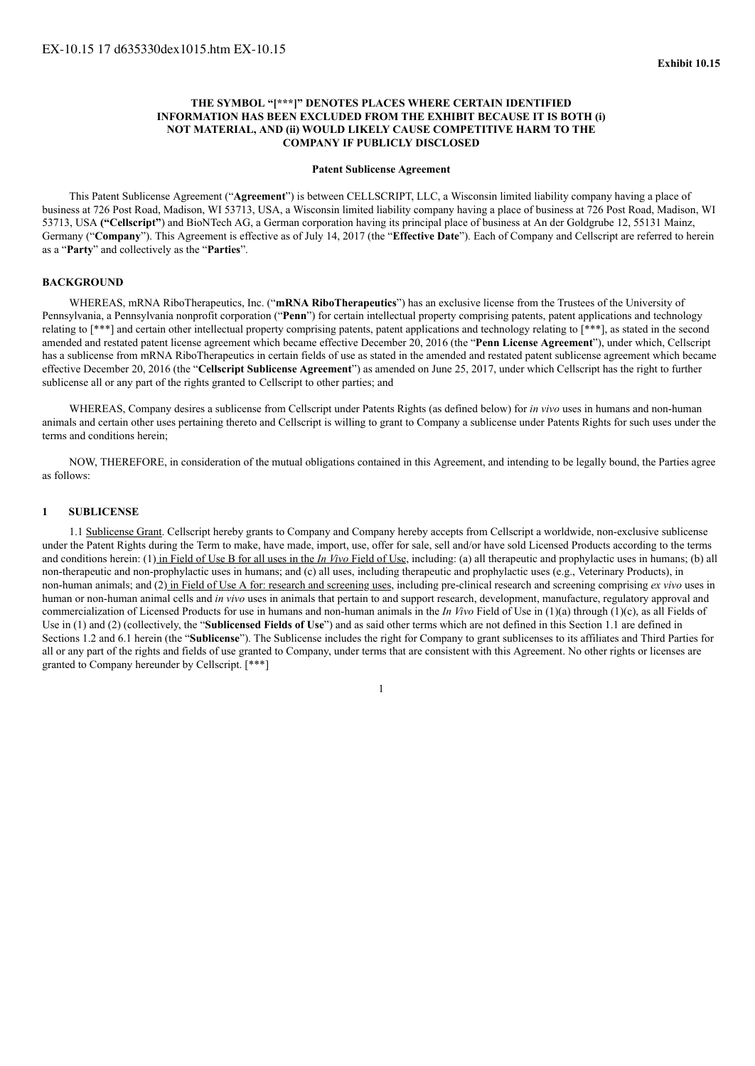EX-10.15 17 d635330dex1015.htm EX-10.15

**Exhibit 10.15**

**THE SYMBOL "[***]" DENOTES PLACES WHERE CERTAIN IDENTIFIED INFORMATION HAS BEEN EXCLUDED FROM THE EXHIBIT BECAUSE IT IS BOTH (i) NOT MATERIAL, AND (ii) WOULD LIKELY CAUSE COMPETITIVE HARM TO THE COMPANY IF PUBLICLY DISCLOSED**

**Patent Sublicense Agreement**

This Patent Sublicense Agreement ("**Agreement**") is between CELLSCRIPT, LLC, a Wisconsin limited liability company having a place of business at 726 Post Road, Madison, WI 53713, USA, a Wisconsin limited liability company having a place of business at 726 Post Road, Madison, WI 53713, USA **("Cellscript")** and BioNTech AG, a German corporation having its principal place of business at An der Goldgrube 12, 55131 Mainz, Germany ("**Company**"). This Agreement is effective as of July 14, 2017 (the "**Effective Date**"). Each of Company and Cellscript are referred to herein as a "**Party**" and collectively as the "**Parties**".

**BACKGROUND**

WHEREAS, mRNA RiboTherapeutics, Inc. ("**mRNA RiboTherapeutics**") has an exclusive license from the Trustees of the University of Pennsylvania, a Pennsylvania nonprofit corporation ("**Penn**") for certain intellectual property comprising patents, patent applications and technology relating to [***] and certain other intellectual property comprising patents, patent applications and technology relating to [***], as stated in the second amended and restated patent license agreement which became effective December 20, 2016 (the "**Penn License Agreement**"), under which, Cellscript has a sublicense from mRNA RiboTherapeutics in certain fields of use as stated in the amended and restated patent sublicense agreement which became effective December 20, 2016 (the "**Cellscript Sublicense Agreement**") as amended on June 25, 2017, under which Cellscript has the right to further sublicense all or any part of the rights granted to Cellscript to other parties; and

WHEREAS, Company desires a sublicense from Cellscript under Patents Rights (as defined below) for *in vivo* uses in humans and non-human animals and certain other uses pertaining thereto and Cellscript is willing to grant to Company a sublicense under Patents Rights for such uses under the terms and conditions herein;

NOW, THEREFORE, in consideration of the mutual obligations contained in this Agreement, and intending to be legally bound, the Parties agree as follows:

**1 SUBLICENSE**

1.1 Sublicense Grant. Cellscript hereby grants to Company and Company hereby accepts from Cellscript a worldwide, non-exclusive sublicense under the Patent Rights during the Term to make, have made, import, use, offer for sale, sell and/or have sold Licensed Products according to the terms and conditions herein: (1) in Field of Use B for all uses in the *In Vivo* Field of Use, including: (a) all therapeutic and prophylactic uses in humans; (b) all non-therapeutic and non-prophylactic uses in humans; and (c) all uses, including therapeutic and prophylactic uses (e.g., Veterinary Products), in non-human animals; and (2) in Field of Use A for: research and screening uses, including pre-clinical research and screening comprising *ex vivo* uses in human or non-human animal cells and *in vivo* uses in animals that pertain to and support research, development, manufacture, regulatory approval and commercialization of Licensed Products for use in humans and non-human animals in the *In Vivo* Field of Use in (1)(a) through (1)(c), as all Fields of Use in (1) and (2) (collectively, the "**Sublicensed Fields of Use**") and as said other terms which are not defined in this Section 1.1 are defined in Sections 1.2 and 6.1 herein (the "**Sublicense**"). The Sublicense includes the right for Company to grant sublicenses to its affiliates and Third Parties for all or any part of the rights and fields of use granted to Company, under terms that are consistent with this Agreement. No other rights or licenses are granted to Company hereunder by Cellscript. [***]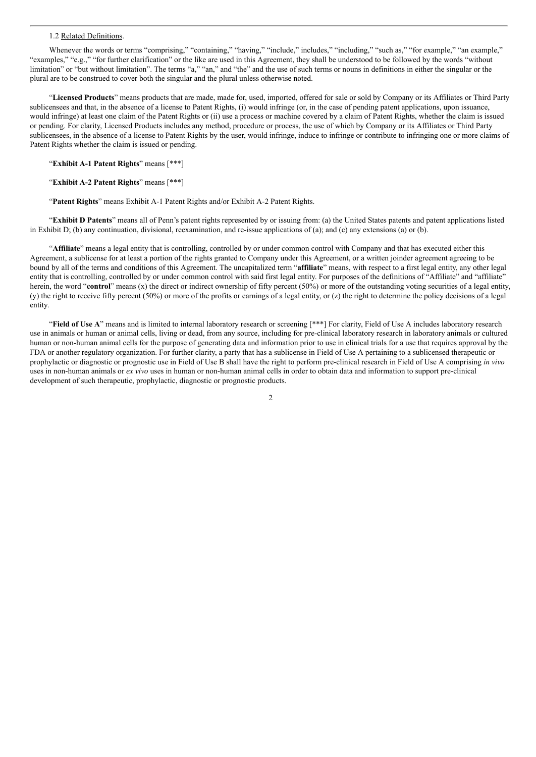1.2 Related Definitions.

Whenever the words or terms "comprising," "containing," "having," "include," includes," "including," "such as," "for example," "an example," "examples," "e.g.," "for further clarification" or the like are used in this Agreement, they shall be understood to be followed by the words "without limitation" or "but without limitation". The terms "a," "an," and "the" and the use of such terms or nouns in definitions in either the singular or the plural are to be construed to cover both the singular and the plural unless otherwise noted.

"**Licensed Products**" means products that are made, made for, used, imported, offered for sale or sold by Company or its Affiliates or Third Party sublicensees and that, in the absence of a license to Patent Rights, (i) would infringe (or, in the case of pending patent applications, upon issuance, would infringe) at least one claim of the Patent Rights or (ii) use a process or machine covered by a claim of Patent Rights, whether the claim is issued or pending. For clarity, Licensed Products includes any method, procedure or process, the use of which by Company or its Affiliates or Third Party sublicensees, in the absence of a license to Patent Rights by the user, would infringe, induce to infringe or contribute to infringing one or more claims of Patent Rights whether the claim is issued or pending.

"**Exhibit A-1 Patent Rights**" means [***]

"**Exhibit A-2 Patent Rights**" means [***]

"**Patent Rights**" means Exhibit A-1 Patent Rights and/or Exhibit A-2 Patent Rights.

"**Exhibit D Patents**" means all of Penn's patent rights represented by or issuing from: (a) the United States patents and patent applications listed in Exhibit D; (b) any continuation, divisional, reexamination, and re-issue applications of (a); and (c) any extensions (a) or (b).

"**Affiliate**" means a legal entity that is controlling, controlled by or under common control with Company and that has executed either this Agreement, a sublicense for at least a portion of the rights granted to Company under this Agreement, or a written joinder agreement agreeing to be bound by all of the terms and conditions of this Agreement. The uncapitalized term "**affiliate**" means, with respect to a first legal entity, any other legal entity that is controlling, controlled by or under common control with said first legal entity. For purposes of the definitions of "Affiliate" and "affiliate" herein, the word "**control**" means (x) the direct or indirect ownership of fifty percent (50%) or more of the outstanding voting securities of a legal entity, (y) the right to receive fifty percent (50%) or more of the profits or earnings of a legal entity, or (z) the right to determine the policy decisions of a legal entity.

"**Field of Use A**" means and is limited to internal laboratory research or screening [***] For clarity, Field of Use A includes laboratory research use in animals or human or animal cells, living or dead, from any source, including for pre-clinical laboratory research in laboratory animals or cultured human or non-human animal cells for the purpose of generating data and information prior to use in clinical trials for a use that requires approval by the FDA or another regulatory organization. For further clarity, a party that has a sublicense in Field of Use A pertaining to a sublicensed therapeutic or prophylactic or diagnostic or prognostic use in Field of Use B shall have the right to perform pre-clinical research in Field of Use A comprising *in vivo* uses in non-human animals or *ex vivo* uses in human or non-human animal cells in order to obtain data and information to support pre-clinical development of such therapeutic, prophylactic, diagnostic or prognostic products.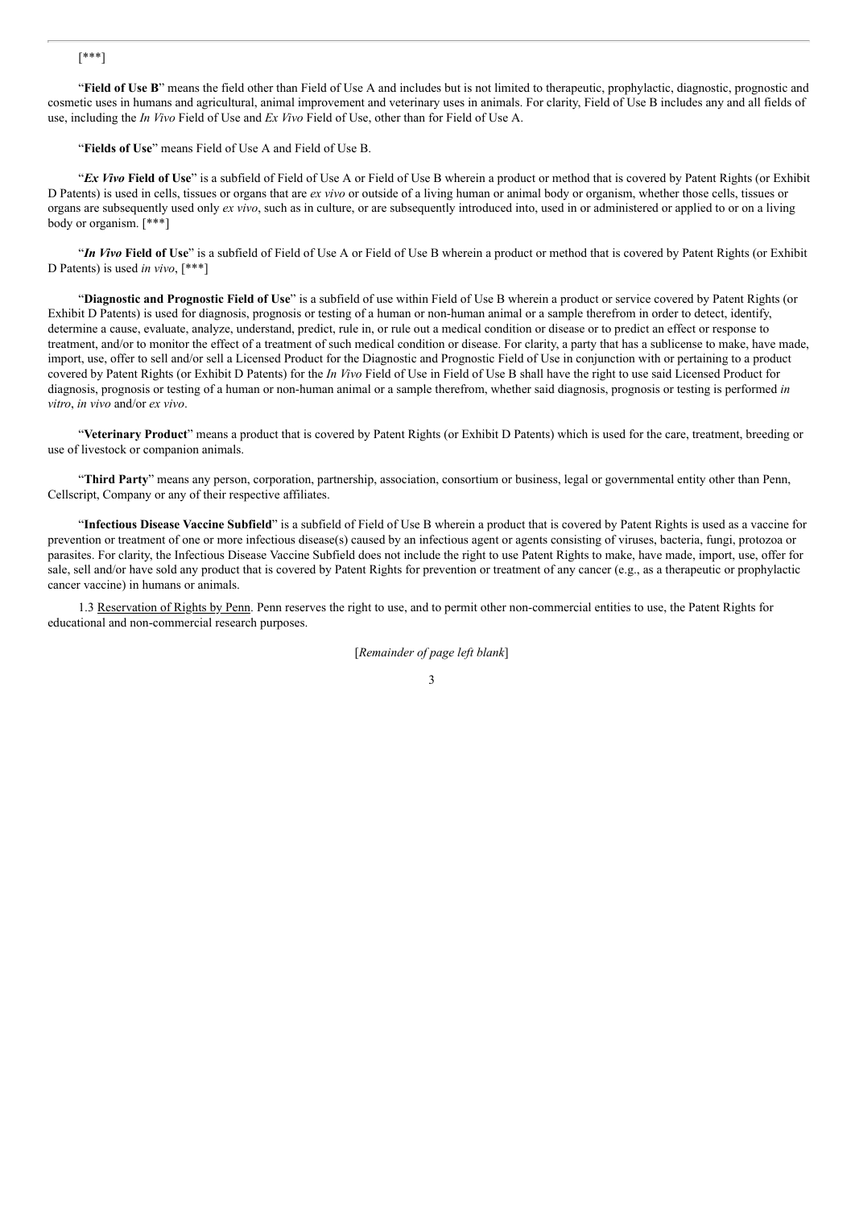[***]

"**Field of Use B**" means the field other than Field of Use A and includes but is not limited to therapeutic, prophylactic, diagnostic, prognostic and cosmetic uses in humans and agricultural, animal improvement and veterinary uses in animals. For clarity, Field of Use B includes any and all fields of use, including the *In Vivo* Field of Use and *Ex Vivo* Field of Use, other than for Field of Use A.

"**Fields of Use**" means Field of Use A and Field of Use B.

"***Ex Vivo* Field of Use**" is a subfield of Field of Use A or Field of Use B wherein a product or method that is covered by Patent Rights (or Exhibit D Patents) is used in cells, tissues or organs that are *ex vivo* or outside of a living human or animal body or organism, whether those cells, tissues or organs are subsequently used only *ex vivo*, such as in culture, or are subsequently introduced into, used in or administered or applied to or on a living body or organism. [***]

"***In Vivo* Field of Use**" is a subfield of Field of Use A or Field of Use B wherein a product or method that is covered by Patent Rights (or Exhibit D Patents) is used *in vivo*, [***]

"**Diagnostic and Prognostic Field of Use**" is a subfield of use within Field of Use B wherein a product or service covered by Patent Rights (or Exhibit D Patents) is used for diagnosis, prognosis or testing of a human or non-human animal or a sample therefrom in order to detect, identify, determine a cause, evaluate, analyze, understand, predict, rule in, or rule out a medical condition or disease or to predict an effect or response to treatment, and/or to monitor the effect of a treatment of such medical condition or disease. For clarity, a party that has a sublicense to make, have made, import, use, offer to sell and/or sell a Licensed Product for the Diagnostic and Prognostic Field of Use in conjunction with or pertaining to a product covered by Patent Rights (or Exhibit D Patents) for the *In Vivo* Field of Use in Field of Use B shall have the right to use said Licensed Product for diagnosis, prognosis or testing of a human or non-human animal or a sample therefrom, whether said diagnosis, prognosis or testing is performed *in vitro*, *in vivo* and/or *ex vivo*.

"**Veterinary Product**" means a product that is covered by Patent Rights (or Exhibit D Patents) which is used for the care, treatment, breeding or use of livestock or companion animals.

"**Third Party**" means any person, corporation, partnership, association, consortium or business, legal or governmental entity other than Penn, Cellscript, Company or any of their respective affiliates.

"**Infectious Disease Vaccine Subfield**" is a subfield of Field of Use B wherein a product that is covered by Patent Rights is used as a vaccine for prevention or treatment of one or more infectious disease(s) caused by an infectious agent or agents consisting of viruses, bacteria, fungi, protozoa or parasites. For clarity, the Infectious Disease Vaccine Subfield does not include the right to use Patent Rights to make, have made, import, use, offer for sale, sell and/or have sold any product that is covered by Patent Rights for prevention or treatment of any cancer (e.g., as a therapeutic or prophylactic cancer vaccine) in humans or animals.

1.3 Reservation of Rights by Penn. Penn reserves the right to use, and to permit other non-commercial entities to use, the Patent Rights for educational and non-commercial research purposes.

[*Remainder of page left blank*]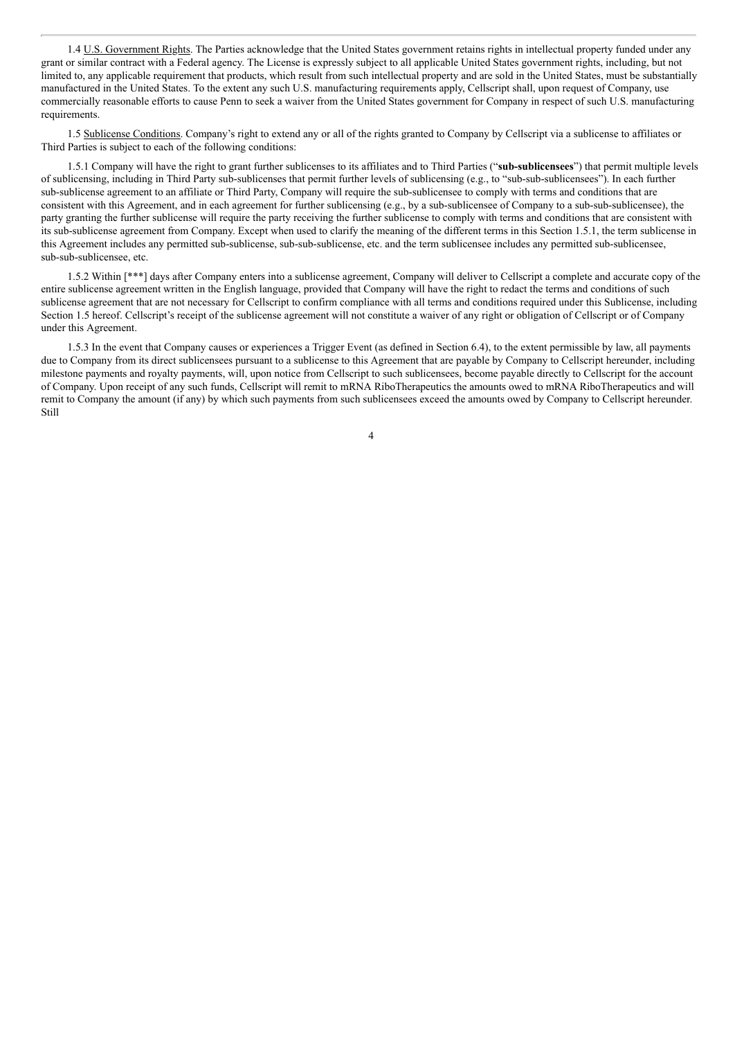1.4 U.S. Government Rights. The Parties acknowledge that the United States government retains rights in intellectual property funded under any grant or similar contract with a Federal agency. The License is expressly subject to all applicable United States government rights, including, but not limited to, any applicable requirement that products, which result from such intellectual property and are sold in the United States, must be substantially manufactured in the United States. To the extent any such U.S. manufacturing requirements apply, Cellscript shall, upon request of Company, use commercially reasonable efforts to cause Penn to seek a waiver from the United States government for Company in respect of such U.S. manufacturing requirements.

1.5 Sublicense Conditions. Company's right to extend any or all of the rights granted to Company by Cellscript via a sublicense to affiliates or Third Parties is subject to each of the following conditions:

1.5.1 Company will have the right to grant further sublicenses to its affiliates and to Third Parties ("**sub-sublicensees**") that permit multiple levels of sublicensing, including in Third Party sub-sublicenses that permit further levels of sublicensing (e.g., to "sub-sub-sublicensees"). In each further sub-sublicense agreement to an affiliate or Third Party, Company will require the sub-sublicensee to comply with terms and conditions that are consistent with this Agreement, and in each agreement for further sublicensing (e.g., by a sub-sublicensee of Company to a sub-sub-sublicensee), the party granting the further sublicense will require the party receiving the further sublicense to comply with terms and conditions that are consistent with its sub-sublicense agreement from Company. Except when used to clarify the meaning of the different terms in this Section 1.5.1, the term sublicense in this Agreement includes any permitted sub-sublicense, sub-sub-sublicense, etc. and the term sublicensee includes any permitted sub-sublicensee, sub-sub-sublicensee, etc.

1.5.2 Within [***] days after Company enters into a sublicense agreement, Company will deliver to Cellscript a complete and accurate copy of the entire sublicense agreement written in the English language, provided that Company will have the right to redact the terms and conditions of such sublicense agreement that are not necessary for Cellscript to confirm compliance with all terms and conditions required under this Sublicense, including Section 1.5 hereof. Cellscript's receipt of the sublicense agreement will not constitute a waiver of any right or obligation of Cellscript or of Company under this Agreement.

1.5.3 In the event that Company causes or experiences a Trigger Event (as defined in Section 6.4), to the extent permissible by law, all payments due to Company from its direct sublicensees pursuant to a sublicense to this Agreement that are payable by Company to Cellscript hereunder, including milestone payments and royalty payments, will, upon notice from Cellscript to such sublicensees, become payable directly to Cellscript for the account of Company. Upon receipt of any such funds, Cellscript will remit to mRNA RiboTherapeutics the amounts owed to mRNA RiboTherapeutics and will remit to Company the amount (if any) by which such payments from such sublicensees exceed the amounts owed by Company to Cellscript hereunder. Still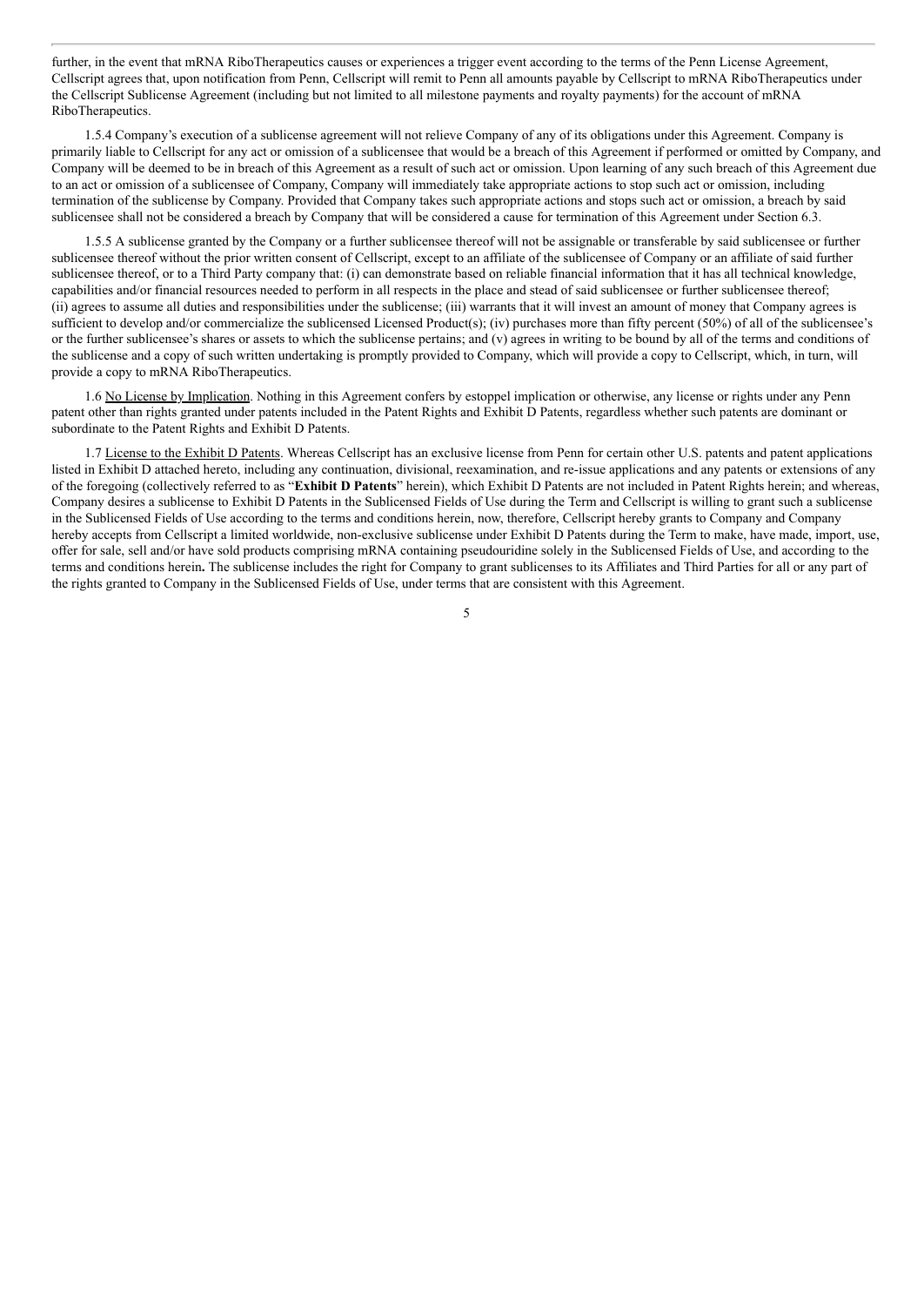further, in the event that mRNA RiboTherapeutics causes or experiences a trigger event according to the terms of the Penn License Agreement, Cellscript agrees that, upon notification from Penn, Cellscript will remit to Penn all amounts payable by Cellscript to mRNA RiboTherapeutics under the Cellscript Sublicense Agreement (including but not limited to all milestone payments and royalty payments) for the account of mRNA RiboTherapeutics.

1.5.4 Company's execution of a sublicense agreement will not relieve Company of any of its obligations under this Agreement. Company is primarily liable to Cellscript for any act or omission of a sublicensee that would be a breach of this Agreement if performed or omitted by Company, and Company will be deemed to be in breach of this Agreement as a result of such act or omission. Upon learning of any such breach of this Agreement due to an act or omission of a sublicensee of Company, Company will immediately take appropriate actions to stop such act or omission, including termination of the sublicense by Company. Provided that Company takes such appropriate actions and stops such act or omission, a breach by said sublicensee shall not be considered a breach by Company that will be considered a cause for termination of this Agreement under Section 6.3.

1.5.5 A sublicense granted by the Company or a further sublicensee thereof will not be assignable or transferable by said sublicensee or further sublicensee thereof without the prior written consent of Cellscript, except to an affiliate of the sublicensee of Company or an affiliate of said further sublicensee thereof, or to a Third Party company that: (i) can demonstrate based on reliable financial information that it has all technical knowledge, capabilities and/or financial resources needed to perform in all respects in the place and stead of said sublicensee or further sublicensee thereof; (ii) agrees to assume all duties and responsibilities under the sublicense; (iii) warrants that it will invest an amount of money that Company agrees is sufficient to develop and/or commercialize the sublicensed Licensed Product(s); (iv) purchases more than fifty percent (50%) of all of the sublicensee's or the further sublicensee's shares or assets to which the sublicense pertains; and (v) agrees in writing to be bound by all of the terms and conditions of the sublicense and a copy of such written undertaking is promptly provided to Company, which will provide a copy to Cellscript, which, in turn, will provide a copy to mRNA RiboTherapeutics.

1.6 No License by Implication. Nothing in this Agreement confers by estoppel implication or otherwise, any license or rights under any Penn patent other than rights granted under patents included in the Patent Rights and Exhibit D Patents, regardless whether such patents are dominant or subordinate to the Patent Rights and Exhibit D Patents.

1.7 License to the Exhibit D Patents. Whereas Cellscript has an exclusive license from Penn for certain other U.S. patents and patent applications listed in Exhibit D attached hereto, including any continuation, divisional, reexamination, and re-issue applications and any patents or extensions of any of the foregoing (collectively referred to as "**Exhibit D Patents**" herein), which Exhibit D Patents are not included in Patent Rights herein; and whereas, Company desires a sublicense to Exhibit D Patents in the Sublicensed Fields of Use during the Term and Cellscript is willing to grant such a sublicense in the Sublicensed Fields of Use according to the terms and conditions herein, now, therefore, Cellscript hereby grants to Company and Company hereby accepts from Cellscript a limited worldwide, non-exclusive sublicense under Exhibit D Patents during the Term to make, have made, import, use, offer for sale, sell and/or have sold products comprising mRNA containing pseudouridine solely in the Sublicensed Fields of Use, and according to the terms and conditions herein**.** The sublicense includes the right for Company to grant sublicenses to its Affiliates and Third Parties for all or any part of the rights granted to Company in the Sublicensed Fields of Use, under terms that are consistent with this Agreement.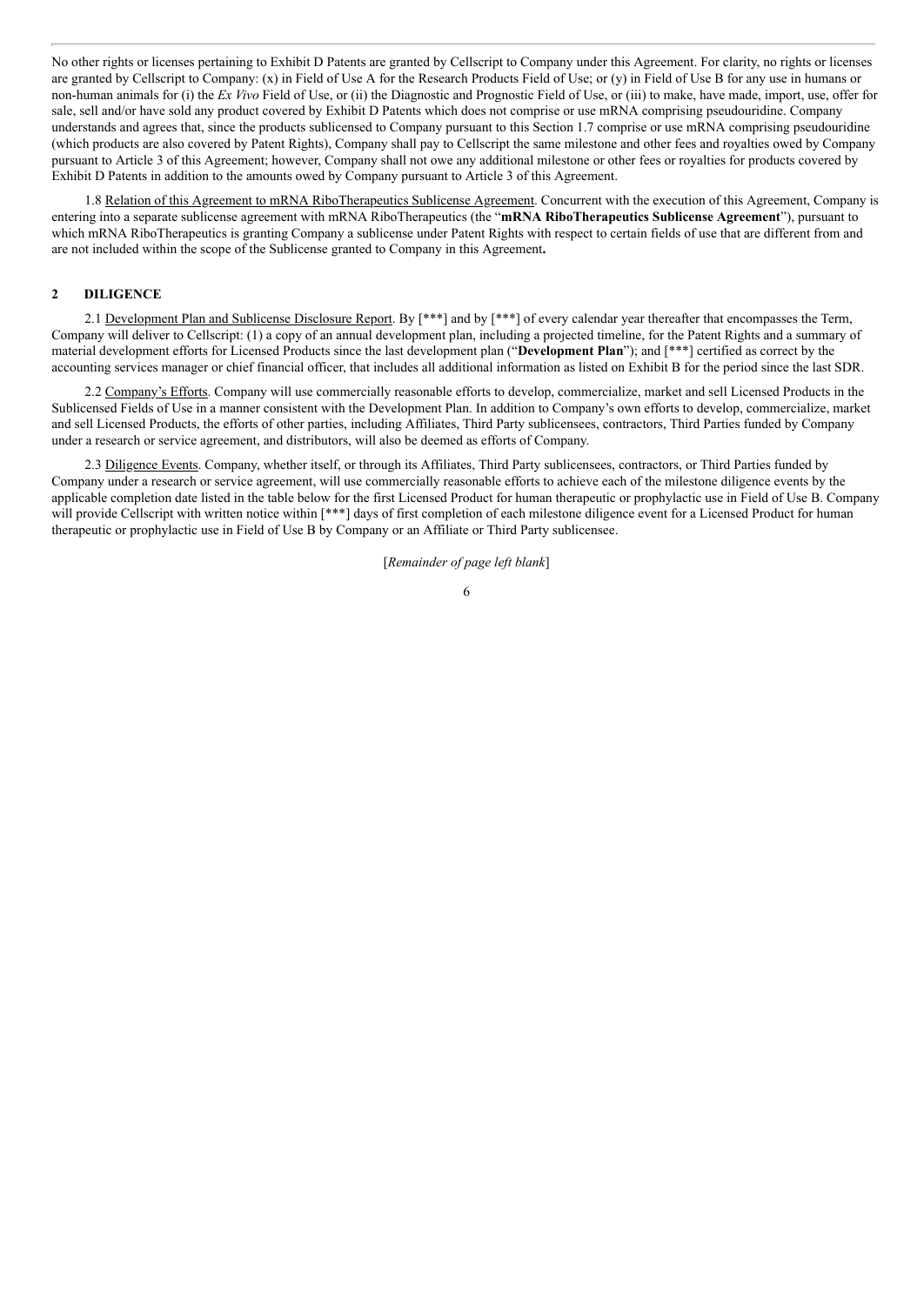No other rights or licenses pertaining to Exhibit D Patents are granted by Cellscript to Company under this Agreement. For clarity, no rights or licenses are granted by Cellscript to Company: (x) in Field of Use A for the Research Products Field of Use; or (y) in Field of Use B for any use in humans or non-human animals for (i) the *Ex Vivo* Field of Use, or (ii) the Diagnostic and Prognostic Field of Use, or (iii) to make, have made, import, use, offer for sale, sell and/or have sold any product covered by Exhibit D Patents which does not comprise or use mRNA comprising pseudouridine. Company understands and agrees that, since the products sublicensed to Company pursuant to this Section 1.7 comprise or use mRNA comprising pseudouridine (which products are also covered by Patent Rights), Company shall pay to Cellscript the same milestone and other fees and royalties owed by Company pursuant to Article 3 of this Agreement; however, Company shall not owe any additional milestone or other fees or royalties for products covered by Exhibit D Patents in addition to the amounts owed by Company pursuant to Article 3 of this Agreement.

1.8 Relation of this Agreement to mRNA RiboTherapeutics Sublicense Agreement. Concurrent with the execution of this Agreement, Company is entering into a separate sublicense agreement with mRNA RiboTherapeutics (the "**mRNA RiboTherapeutics Sublicense Agreement**"), pursuant to which mRNA RiboTherapeutics is granting Company a sublicense under Patent Rights with respect to certain fields of use that are different from and are not included within the scope of the Sublicense granted to Company in this Agreement**.**

## 2 DILIGENCE

2.1 Development Plan and Sublicense Disclosure Report. By [***] and by [***] of every calendar year thereafter that encompasses the Term, Company will deliver to Cellscript: (1) a copy of an annual development plan, including a projected timeline, for the Patent Rights and a summary of material development efforts for Licensed Products since the last development plan ("**Development Plan**"); and [***] certified as correct by the accounting services manager or chief financial officer, that includes all additional information as listed on Exhibit B for the period since the last SDR.

2.2 Company's Efforts. Company will use commercially reasonable efforts to develop, commercialize, market and sell Licensed Products in the Sublicensed Fields of Use in a manner consistent with the Development Plan. In addition to Company's own efforts to develop, commercialize, market and sell Licensed Products, the efforts of other parties, including Affiliates, Third Party sublicensees, contractors, Third Parties funded by Company under a research or service agreement, and distributors, will also be deemed as efforts of Company.

2.3 Diligence Events. Company, whether itself, or through its Affiliates, Third Party sublicensees, contractors, or Third Parties funded by Company under a research or service agreement, will use commercially reasonable efforts to achieve each of the milestone diligence events by the applicable completion date listed in the table below for the first Licensed Product for human therapeutic or prophylactic use in Field of Use B. Company will provide Cellscript with written notice within [***] days of first completion of each milestone diligence event for a Licensed Product for human therapeutic or prophylactic use in Field of Use B by Company or an Affiliate or Third Party sublicensee.

[*Remainder of page left blank*]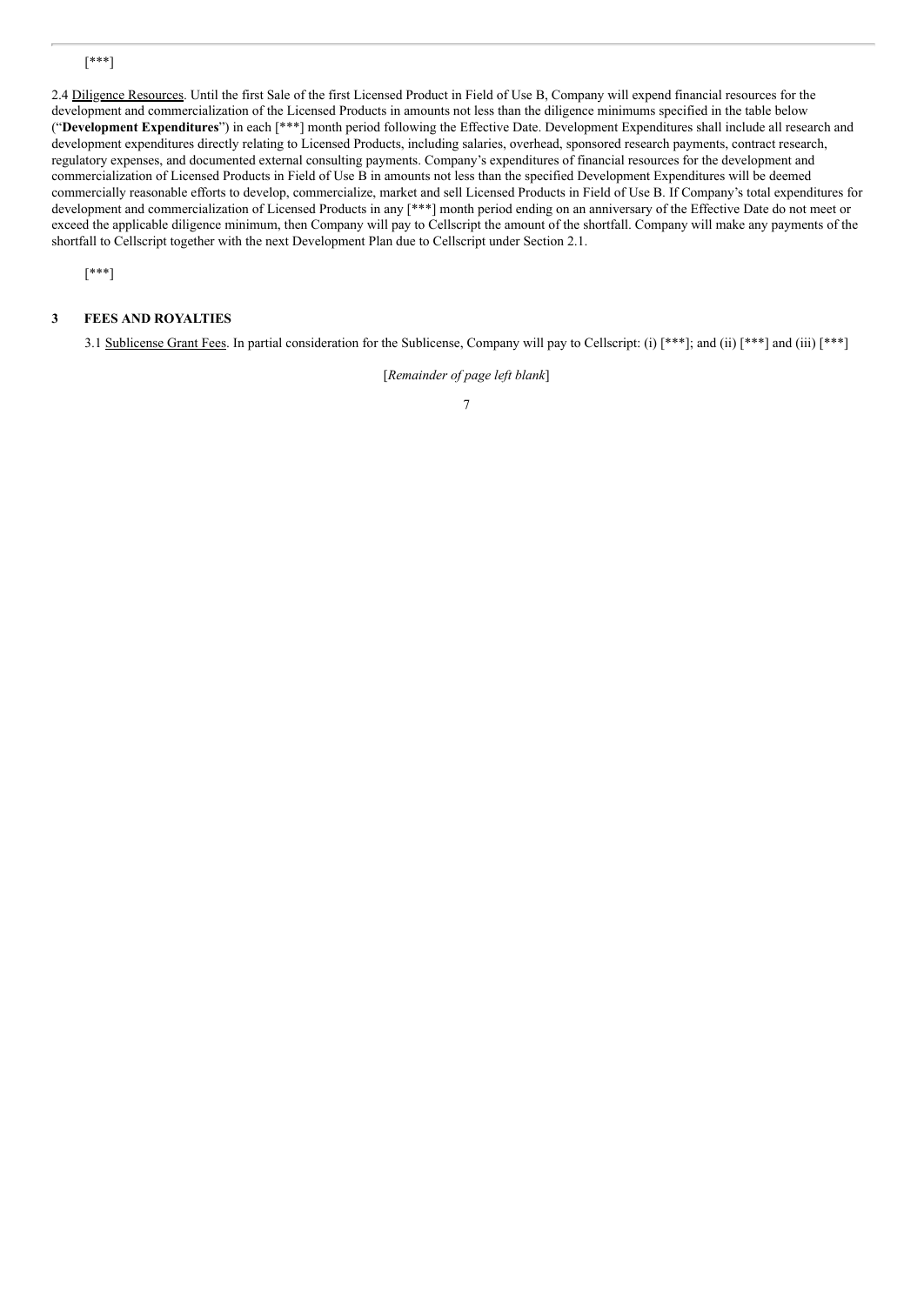[***]

2.4 Diligence Resources. Until the first Sale of the first Licensed Product in Field of Use B, Company will expend financial resources for the development and commercialization of the Licensed Products in amounts not less than the diligence minimums specified in the table below ("**Development Expenditures**") in each [***] month period following the Effective Date. Development Expenditures shall include all research and development expenditures directly relating to Licensed Products, including salaries, overhead, sponsored research payments, contract research, regulatory expenses, and documented external consulting payments. Company's expenditures of financial resources for the development and commercialization of Licensed Products in Field of Use B in amounts not less than the specified Development Expenditures will be deemed commercially reasonable efforts to develop, commercialize, market and sell Licensed Products in Field of Use B. If Company's total expenditures for development and commercialization of Licensed Products in any [***] month period ending on an anniversary of the Effective Date do not meet or exceed the applicable diligence minimum, then Company will pay to Cellscript the amount of the shortfall. Company will make any payments of the shortfall to Cellscript together with the next Development Plan due to Cellscript under Section 2.1.

[***]

## 3 FEES AND ROYALTIES

3.1 Sublicense Grant Fees. In partial consideration for the Sublicense, Company will pay to Cellscript: (i) [***]; and (ii) [***] and (iii) [***]

[*Remainder of page left blank*]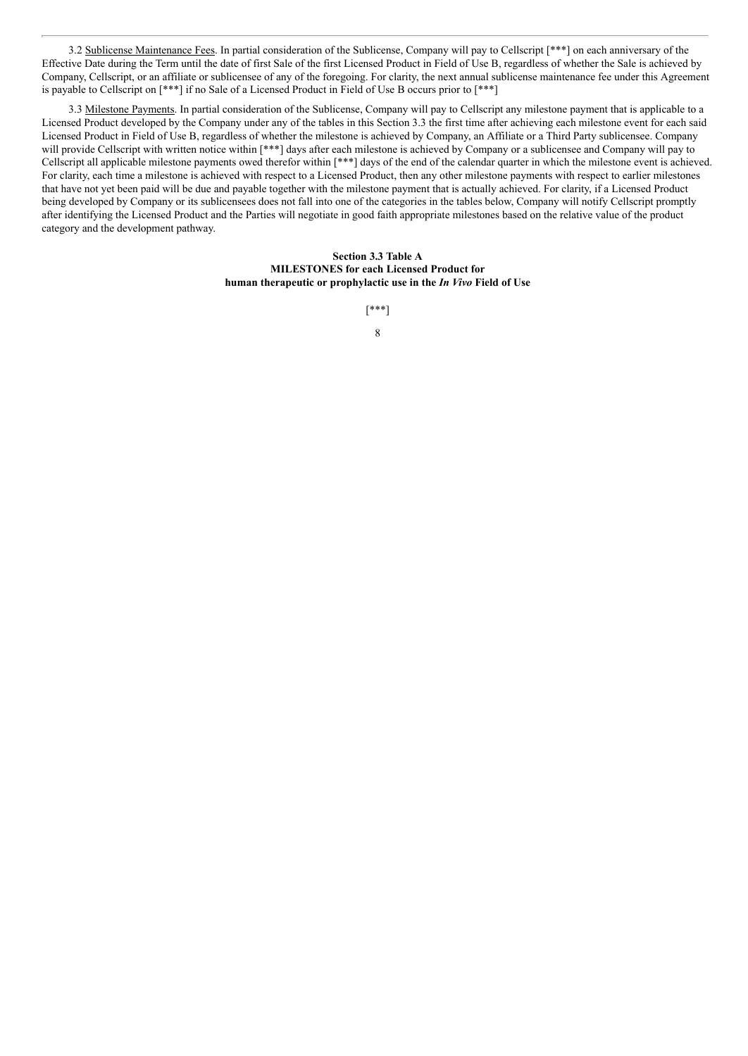3.2 Sublicense Maintenance Fees. In partial consideration of the Sublicense, Company will pay to Cellscript [***] on each anniversary of the Effective Date during the Term until the date of first Sale of the first Licensed Product in Field of Use B, regardless of whether the Sale is achieved by Company, Cellscript, or an affiliate or sublicensee of any of the foregoing. For clarity, the next annual sublicense maintenance fee under this Agreement is payable to Cellscript on [***] if no Sale of a Licensed Product in Field of Use B occurs prior to [***]

3.3 Milestone Payments. In partial consideration of the Sublicense, Company will pay to Cellscript any milestone payment that is applicable to a Licensed Product developed by the Company under any of the tables in this Section 3.3 the first time after achieving each milestone event for each said Licensed Product in Field of Use B, regardless of whether the milestone is achieved by Company, an Affiliate or a Third Party sublicensee. Company will provide Cellscript with written notice within [***] days after each milestone is achieved by Company or a sublicensee and Company will pay to Cellscript all applicable milestone payments owed therefor within [***] days of the end of the calendar quarter in which the milestone event is achieved. For clarity, each time a milestone is achieved with respect to a Licensed Product, then any other milestone payments with respect to earlier milestones that have not yet been paid will be due and payable together with the milestone payment that is actually achieved. For clarity, if a Licensed Product being developed by Company or its sublicensees does not fall into one of the categories in the tables below, Company will notify Cellscript promptly after identifying the Licensed Product and the Parties will negotiate in good faith appropriate milestones based on the relative value of the product category and the development pathway.

**Section 3.3 Table A**
**MILESTONES for each Licensed Product for**
**human therapeutic or prophylactic use in the *In Vivo* Field of Use**

[***]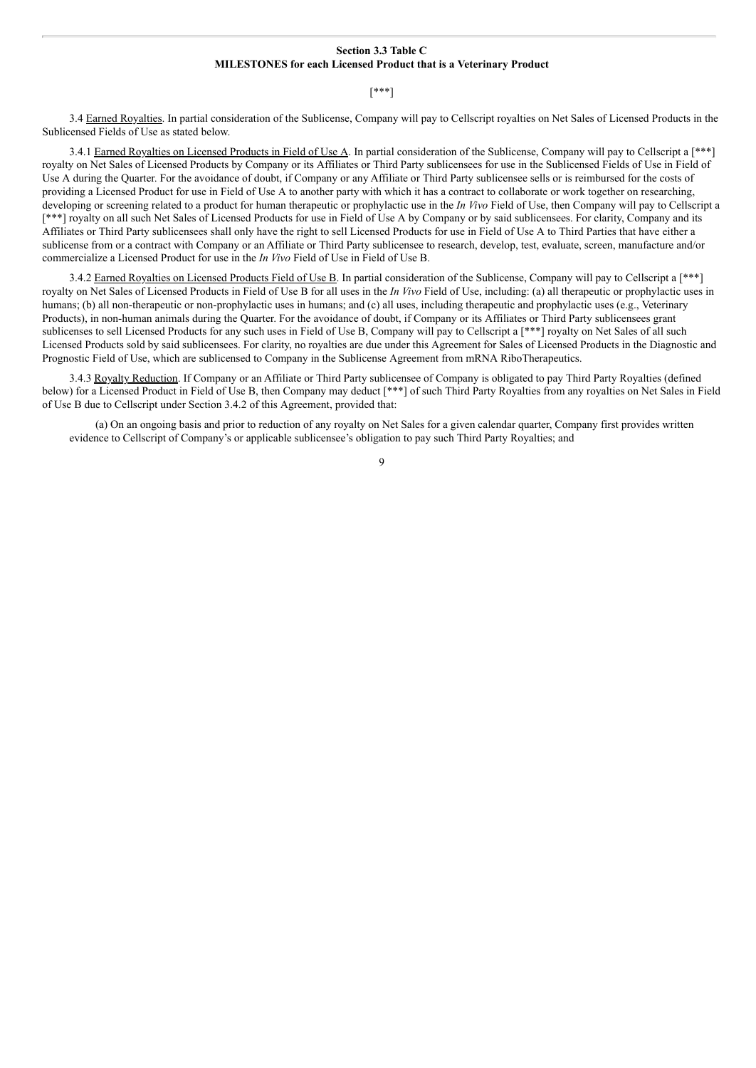**Section 3.3 Table C**
**MILESTONES for each Licensed Product that is a Veterinary Product**

[***]

3.4 Earned Royalties. In partial consideration of the Sublicense, Company will pay to Cellscript royalties on Net Sales of Licensed Products in the Sublicensed Fields of Use as stated below.

3.4.1 Earned Royalties on Licensed Products in Field of Use A. In partial consideration of the Sublicense, Company will pay to Cellscript a [***] royalty on Net Sales of Licensed Products by Company or its Affiliates or Third Party sublicensees for use in the Sublicensed Fields of Use in Field of Use A during the Quarter. For the avoidance of doubt, if Company or any Affiliate or Third Party sublicensee sells or is reimbursed for the costs of providing a Licensed Product for use in Field of Use A to another party with which it has a contract to collaborate or work together on researching, developing or screening related to a product for human therapeutic or prophylactic use in the *In Vivo* Field of Use, then Company will pay to Cellscript a [***] royalty on all such Net Sales of Licensed Products for use in Field of Use A by Company or by said sublicensees. For clarity, Company and its Affiliates or Third Party sublicensees shall only have the right to sell Licensed Products for use in Field of Use A to Third Parties that have either a sublicense from or a contract with Company or an Affiliate or Third Party sublicensee to research, develop, test, evaluate, screen, manufacture and/or commercialize a Licensed Product for use in the *In Vivo* Field of Use in Field of Use B.

3.4.2 Earned Royalties on Licensed Products Field of Use B. In partial consideration of the Sublicense, Company will pay to Cellscript a [***] royalty on Net Sales of Licensed Products in Field of Use B for all uses in the *In Vivo* Field of Use, including: (a) all therapeutic or prophylactic uses in humans; (b) all non-therapeutic or non-prophylactic uses in humans; and (c) all uses, including therapeutic and prophylactic uses (e.g., Veterinary Products), in non-human animals during the Quarter. For the avoidance of doubt, if Company or its Affiliates or Third Party sublicensees grant sublicenses to sell Licensed Products for any such uses in Field of Use B, Company will pay to Cellscript a [***] royalty on Net Sales of all such Licensed Products sold by said sublicensees. For clarity, no royalties are due under this Agreement for Sales of Licensed Products in the Diagnostic and Prognostic Field of Use, which are sublicensed to Company in the Sublicense Agreement from mRNA RiboTherapeutics.

3.4.3 Royalty Reduction. If Company or an Affiliate or Third Party sublicensee of Company is obligated to pay Third Party Royalties (defined below) for a Licensed Product in Field of Use B, then Company may deduct [***] of such Third Party Royalties from any royalties on Net Sales in Field of Use B due to Cellscript under Section 3.4.2 of this Agreement, provided that:

(a) On an ongoing basis and prior to reduction of any royalty on Net Sales for a given calendar quarter, Company first provides written evidence to Cellscript of Company's or applicable sublicensee's obligation to pay such Third Party Royalties; and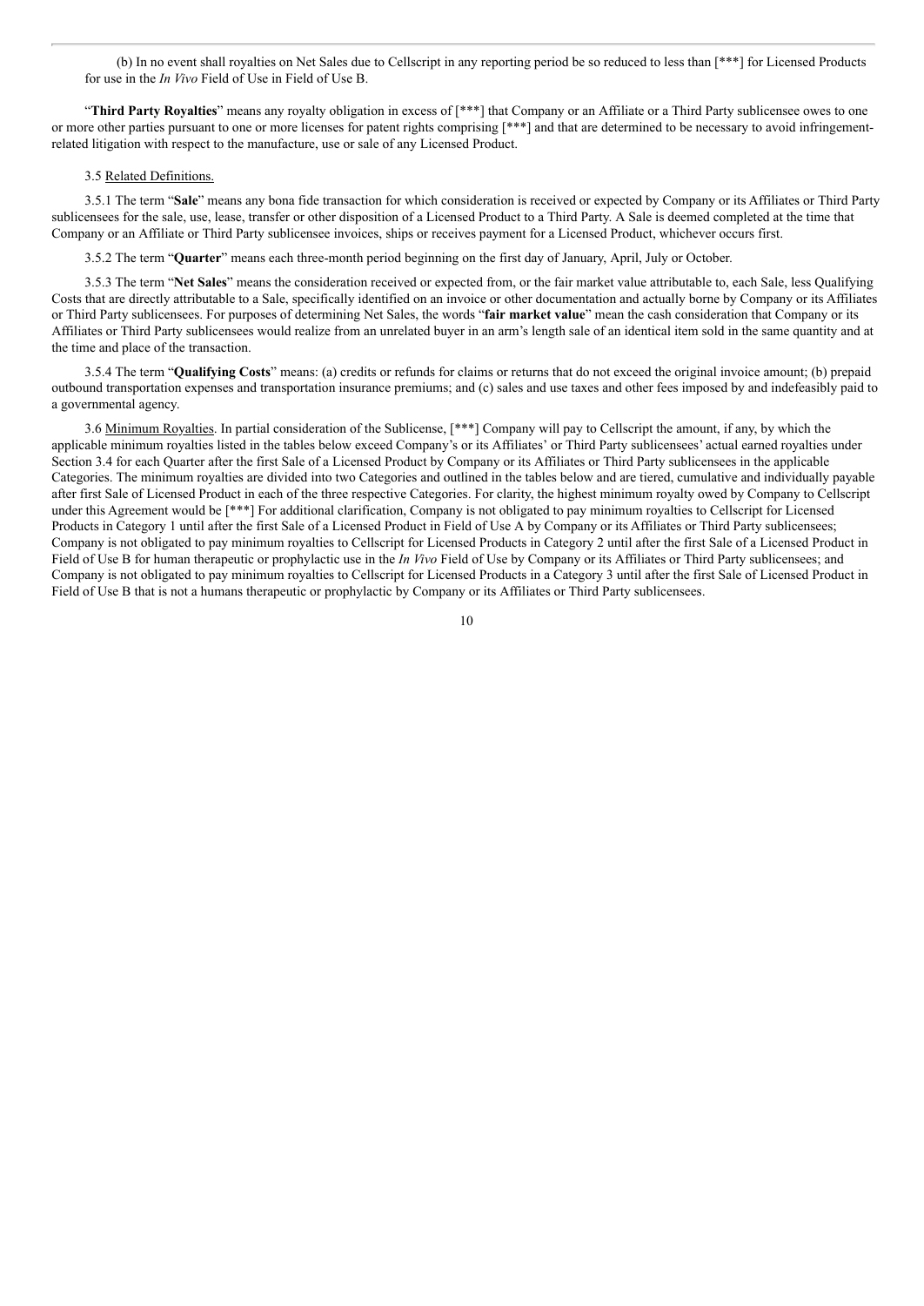(b) In no event shall royalties on Net Sales due to Cellscript in any reporting period be so reduced to less than [***] for Licensed Products for use in the *In Vivo* Field of Use in Field of Use B.

"**Third Party Royalties**" means any royalty obligation in excess of [***] that Company or an Affiliate or a Third Party sublicensee owes to one or more other parties pursuant to one or more licenses for patent rights comprising [***] and that are determined to be necessary to avoid infringement-related litigation with respect to the manufacture, use or sale of any Licensed Product.

3.5 Related Definitions.

3.5.1 The term "**Sale**" means any bona fide transaction for which consideration is received or expected by Company or its Affiliates or Third Party sublicensees for the sale, use, lease, transfer or other disposition of a Licensed Product to a Third Party. A Sale is deemed completed at the time that Company or an Affiliate or Third Party sublicensee invoices, ships or receives payment for a Licensed Product, whichever occurs first.

3.5.2 The term "**Quarter**" means each three-month period beginning on the first day of January, April, July or October.

3.5.3 The term "**Net Sales**" means the consideration received or expected from, or the fair market value attributable to, each Sale, less Qualifying Costs that are directly attributable to a Sale, specifically identified on an invoice or other documentation and actually borne by Company or its Affiliates or Third Party sublicensees. For purposes of determining Net Sales, the words "**fair market value**" mean the cash consideration that Company or its Affiliates or Third Party sublicensees would realize from an unrelated buyer in an arm's length sale of an identical item sold in the same quantity and at the time and place of the transaction.

3.5.4 The term "**Qualifying Costs**" means: (a) credits or refunds for claims or returns that do not exceed the original invoice amount; (b) prepaid outbound transportation expenses and transportation insurance premiums; and (c) sales and use taxes and other fees imposed by and indefeasibly paid to a governmental agency.

3.6 Minimum Royalties. In partial consideration of the Sublicense, [***] Company will pay to Cellscript the amount, if any, by which the applicable minimum royalties listed in the tables below exceed Company's or its Affiliates' or Third Party sublicensees' actual earned royalties under Section 3.4 for each Quarter after the first Sale of a Licensed Product by Company or its Affiliates or Third Party sublicensees in the applicable Categories. The minimum royalties are divided into two Categories and outlined in the tables below and are tiered, cumulative and individually payable after first Sale of Licensed Product in each of the three respective Categories. For clarity, the highest minimum royalty owed by Company to Cellscript under this Agreement would be [***] For additional clarification, Company is not obligated to pay minimum royalties to Cellscript for Licensed Products in Category 1 until after the first Sale of a Licensed Product in Field of Use A by Company or its Affiliates or Third Party sublicensees; Company is not obligated to pay minimum royalties to Cellscript for Licensed Products in Category 2 until after the first Sale of a Licensed Product in Field of Use B for human therapeutic or prophylactic use in the *In Vivo* Field of Use by Company or its Affiliates or Third Party sublicensees; and Company is not obligated to pay minimum royalties to Cellscript for Licensed Products in a Category 3 until after the first Sale of Licensed Product in Field of Use B that is not a humans therapeutic or prophylactic by Company or its Affiliates or Third Party sublicensees.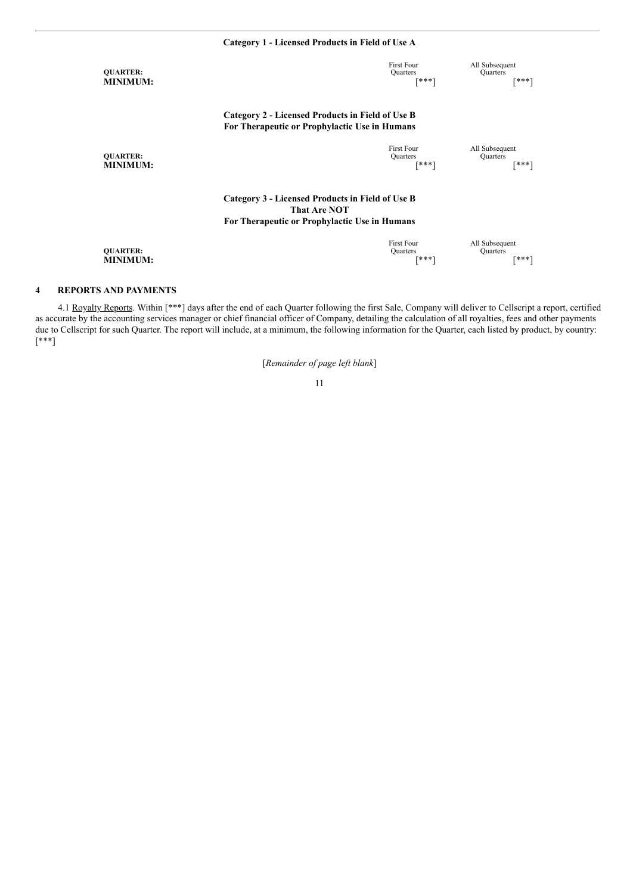**Category 1 - Licensed Products in Field of Use A**

| | First Four Quarters | All Subsequent Quarters |
|---|---|---|
| **QUARTER:** | | |
| **MINIMUM:** | [***] | [***] |

**Category 2 - Licensed Products in Field of Use B For Therapeutic or Prophylactic Use in Humans**

| | First Four Quarters | All Subsequent Quarters |
|---|---|---|
| **QUARTER:** | | |
| **MINIMUM:** | [***] | [***] |

**Category 3 - Licensed Products in Field of Use B That Are NOT For Therapeutic or Prophylactic Use in Humans**

| | First Four Quarters | All Subsequent Quarters |
|---|---|---|
| **QUARTER:** | | |
| **MINIMUM:** | [***] | [***] |

## 4 REPORTS AND PAYMENTS

4.1 Royalty Reports. Within [***] days after the end of each Quarter following the first Sale, Company will deliver to Cellscript a report, certified as accurate by the accounting services manager or chief financial officer of Company, detailing the calculation of all royalties, fees and other payments due to Cellscript for such Quarter. The report will include, at a minimum, the following information for the Quarter, each listed by product, by country: [***]

[*Remainder of page left blank*]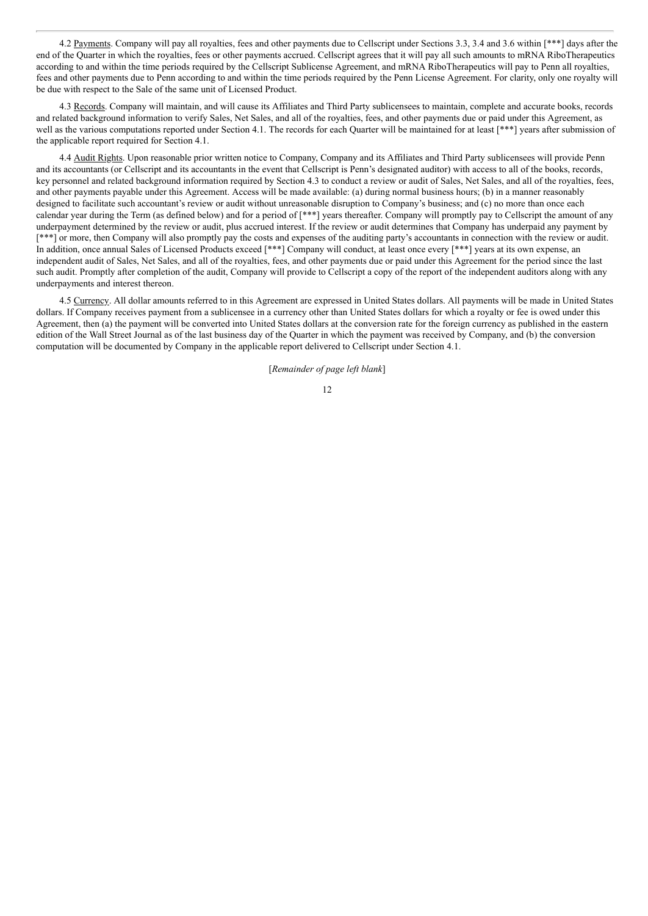4.2 Payments. Company will pay all royalties, fees and other payments due to Cellscript under Sections 3.3, 3.4 and 3.6 within [***] days after the end of the Quarter in which the royalties, fees or other payments accrued. Cellscript agrees that it will pay all such amounts to mRNA RiboTherapeutics according to and within the time periods required by the Cellscript Sublicense Agreement, and mRNA RiboTherapeutics will pay to Penn all royalties, fees and other payments due to Penn according to and within the time periods required by the Penn License Agreement. For clarity, only one royalty will be due with respect to the Sale of the same unit of Licensed Product.

4.3 Records. Company will maintain, and will cause its Affiliates and Third Party sublicensees to maintain, complete and accurate books, records and related background information to verify Sales, Net Sales, and all of the royalties, fees, and other payments due or paid under this Agreement, as well as the various computations reported under Section 4.1. The records for each Quarter will be maintained for at least [***] years after submission of the applicable report required for Section 4.1.

4.4 Audit Rights. Upon reasonable prior written notice to Company, Company and its Affiliates and Third Party sublicensees will provide Penn and its accountants (or Cellscript and its accountants in the event that Cellscript is Penn's designated auditor) with access to all of the books, records, key personnel and related background information required by Section 4.3 to conduct a review or audit of Sales, Net Sales, and all of the royalties, fees, and other payments payable under this Agreement. Access will be made available: (a) during normal business hours; (b) in a manner reasonably designed to facilitate such accountant's review or audit without unreasonable disruption to Company's business; and (c) no more than once each calendar year during the Term (as defined below) and for a period of [***] years thereafter. Company will promptly pay to Cellscript the amount of any underpayment determined by the review or audit, plus accrued interest. If the review or audit determines that Company has underpaid any payment by [***] or more, then Company will also promptly pay the costs and expenses of the auditing party's accountants in connection with the review or audit. In addition, once annual Sales of Licensed Products exceed [***] Company will conduct, at least once every [***] years at its own expense, an independent audit of Sales, Net Sales, and all of the royalties, fees, and other payments due or paid under this Agreement for the period since the last such audit. Promptly after completion of the audit, Company will provide to Cellscript a copy of the report of the independent auditors along with any underpayments and interest thereon.

4.5 Currency. All dollar amounts referred to in this Agreement are expressed in United States dollars. All payments will be made in United States dollars. If Company receives payment from a sublicensee in a currency other than United States dollars for which a royalty or fee is owed under this Agreement, then (a) the payment will be converted into United States dollars at the conversion rate for the foreign currency as published in the eastern edition of the Wall Street Journal as of the last business day of the Quarter in which the payment was received by Company, and (b) the conversion computation will be documented by Company in the applicable report delivered to Cellscript under Section 4.1.

[*Remainder of page left blank*]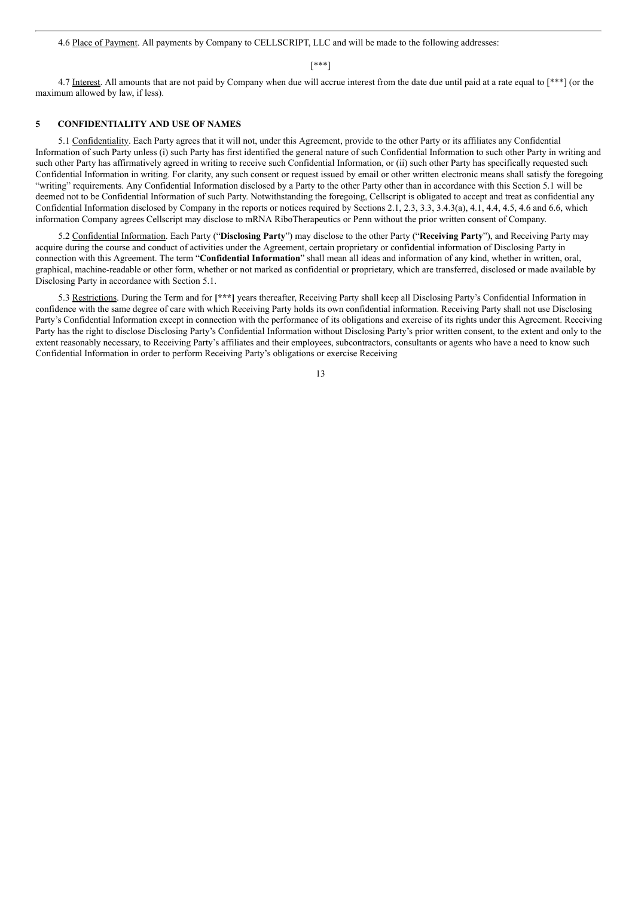4.6 Place of Payment. All payments by Company to CELLSCRIPT, LLC and will be made to the following addresses:

[***]

4.7 Interest. All amounts that are not paid by Company when due will accrue interest from the date due until paid at a rate equal to [***] (or the maximum allowed by law, if less).

## 5 CONFIDENTIALITY AND USE OF NAMES

5.1 Confidentiality. Each Party agrees that it will not, under this Agreement, provide to the other Party or its affiliates any Confidential Information of such Party unless (i) such Party has first identified the general nature of such Confidential Information to such other Party in writing and such other Party has affirmatively agreed in writing to receive such Confidential Information, or (ii) such other Party has specifically requested such Confidential Information in writing. For clarity, any such consent or request issued by email or other written electronic means shall satisfy the foregoing "writing" requirements. Any Confidential Information disclosed by a Party to the other Party other than in accordance with this Section 5.1 will be deemed not to be Confidential Information of such Party. Notwithstanding the foregoing, Cellscript is obligated to accept and treat as confidential any Confidential Information disclosed by Company in the reports or notices required by Sections 2.1, 2.3, 3.3, 3.4.3(a), 4.1, 4.4, 4.5, 4.6 and 6.6, which information Company agrees Cellscript may disclose to mRNA RiboTherapeutics or Penn without the prior written consent of Company.

5.2 Confidential Information. Each Party ("**Disclosing Party**") may disclose to the other Party ("**Receiving Party**"), and Receiving Party may acquire during the course and conduct of activities under the Agreement, certain proprietary or confidential information of Disclosing Party in connection with this Agreement. The term "**Confidential Information**" shall mean all ideas and information of any kind, whether in written, oral, graphical, machine-readable or other form, whether or not marked as confidential or proprietary, which are transferred, disclosed or made available by Disclosing Party in accordance with Section 5.1.

5.3 Restrictions. During the Term and for **[***]** years thereafter, Receiving Party shall keep all Disclosing Party's Confidential Information in confidence with the same degree of care with which Receiving Party holds its own confidential information. Receiving Party shall not use Disclosing Party's Confidential Information except in connection with the performance of its obligations and exercise of its rights under this Agreement. Receiving Party has the right to disclose Disclosing Party's Confidential Information without Disclosing Party's prior written consent, to the extent and only to the extent reasonably necessary, to Receiving Party's affiliates and their employees, subcontractors, consultants or agents who have a need to know such Confidential Information in order to perform Receiving Party's obligations or exercise Receiving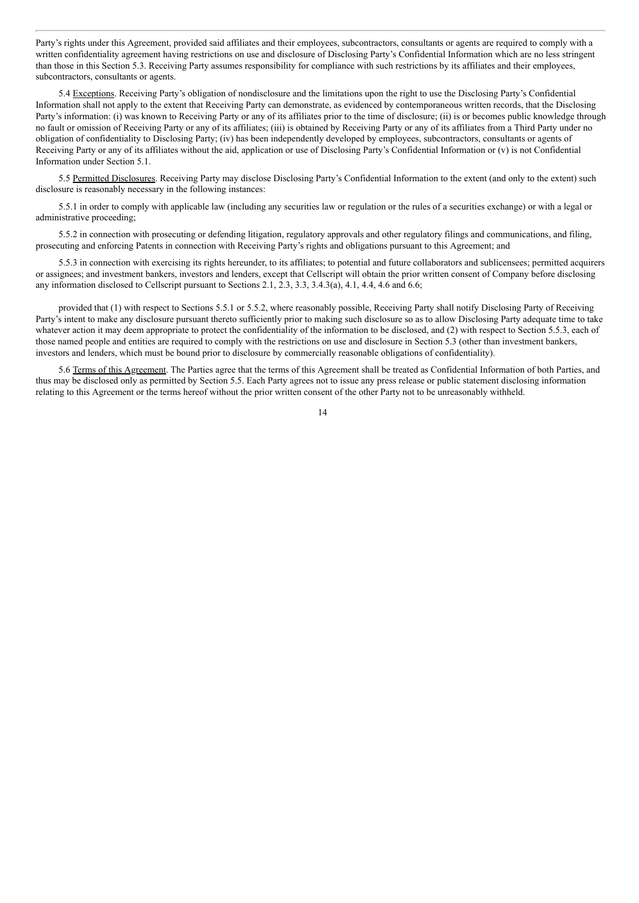Party's rights under this Agreement, provided said affiliates and their employees, subcontractors, consultants or agents are required to comply with a written confidentiality agreement having restrictions on use and disclosure of Disclosing Party's Confidential Information which are no less stringent than those in this Section 5.3. Receiving Party assumes responsibility for compliance with such restrictions by its affiliates and their employees, subcontractors, consultants or agents.

5.4 Exceptions. Receiving Party's obligation of nondisclosure and the limitations upon the right to use the Disclosing Party's Confidential Information shall not apply to the extent that Receiving Party can demonstrate, as evidenced by contemporaneous written records, that the Disclosing Party's information: (i) was known to Receiving Party or any of its affiliates prior to the time of disclosure; (ii) is or becomes public knowledge through no fault or omission of Receiving Party or any of its affiliates; (iii) is obtained by Receiving Party or any of its affiliates from a Third Party under no obligation of confidentiality to Disclosing Party; (iv) has been independently developed by employees, subcontractors, consultants or agents of Receiving Party or any of its affiliates without the aid, application or use of Disclosing Party's Confidential Information or (v) is not Confidential Information under Section 5.1.

5.5 Permitted Disclosures. Receiving Party may disclose Disclosing Party's Confidential Information to the extent (and only to the extent) such disclosure is reasonably necessary in the following instances:

5.5.1 in order to comply with applicable law (including any securities law or regulation or the rules of a securities exchange) or with a legal or administrative proceeding;

5.5.2 in connection with prosecuting or defending litigation, regulatory approvals and other regulatory filings and communications, and filing, prosecuting and enforcing Patents in connection with Receiving Party's rights and obligations pursuant to this Agreement; and

5.5.3 in connection with exercising its rights hereunder, to its affiliates; to potential and future collaborators and sublicensees; permitted acquirers or assignees; and investment bankers, investors and lenders, except that Cellscript will obtain the prior written consent of Company before disclosing any information disclosed to Cellscript pursuant to Sections 2.1, 2.3, 3.3, 3.4.3(a), 4.1, 4.4, 4.6 and 6.6;

provided that (1) with respect to Sections 5.5.1 or 5.5.2, where reasonably possible, Receiving Party shall notify Disclosing Party of Receiving Party's intent to make any disclosure pursuant thereto sufficiently prior to making such disclosure so as to allow Disclosing Party adequate time to take whatever action it may deem appropriate to protect the confidentiality of the information to be disclosed, and (2) with respect to Section 5.5.3, each of those named people and entities are required to comply with the restrictions on use and disclosure in Section 5.3 (other than investment bankers, investors and lenders, which must be bound prior to disclosure by commercially reasonable obligations of confidentiality).

5.6 Terms of this Agreement. The Parties agree that the terms of this Agreement shall be treated as Confidential Information of both Parties, and thus may be disclosed only as permitted by Section 5.5. Each Party agrees not to issue any press release or public statement disclosing information relating to this Agreement or the terms hereof without the prior written consent of the other Party not to be unreasonably withheld.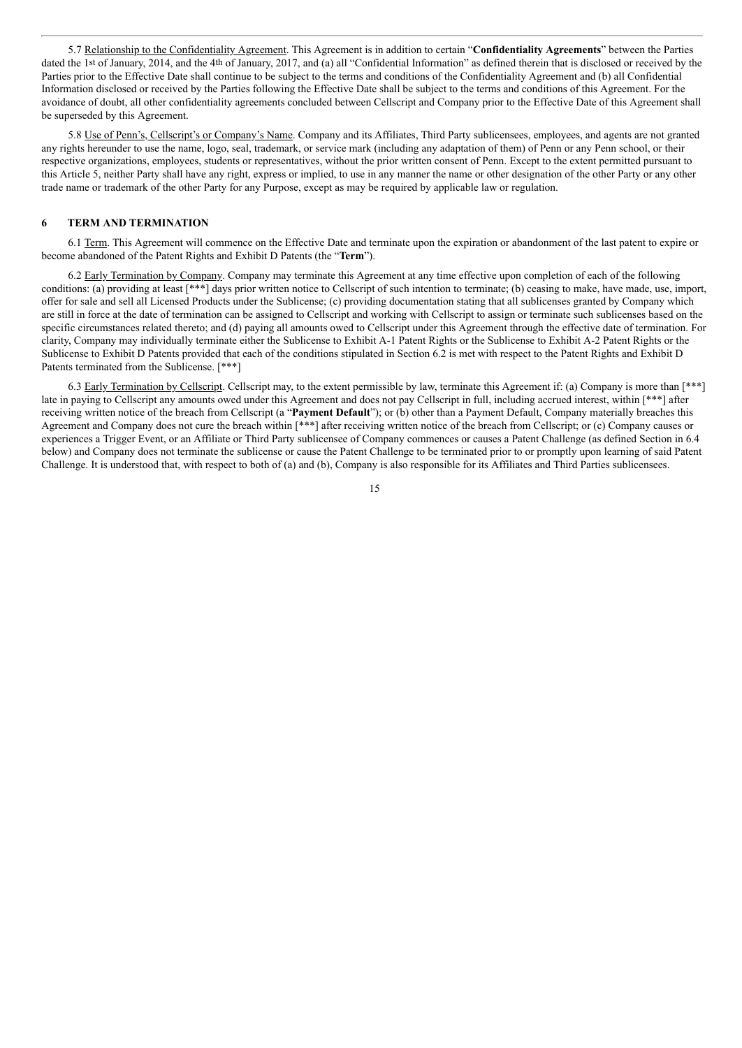5.7 Relationship to the Confidentiality Agreement. This Agreement is in addition to certain "**Confidentiality Agreements**" between the Parties dated the 1st of January, 2014, and the 4th of January, 2017, and (a) all "Confidential Information" as defined therein that is disclosed or received by the Parties prior to the Effective Date shall continue to be subject to the terms and conditions of the Confidentiality Agreement and (b) all Confidential Information disclosed or received by the Parties following the Effective Date shall be subject to the terms and conditions of this Agreement. For the avoidance of doubt, all other confidentiality agreements concluded between Cellscript and Company prior to the Effective Date of this Agreement shall be superseded by this Agreement.

5.8 Use of Penn's, Cellscript's or Company's Name. Company and its Affiliates, Third Party sublicensees, employees, and agents are not granted any rights hereunder to use the name, logo, seal, trademark, or service mark (including any adaptation of them) of Penn or any Penn school, or their respective organizations, employees, students or representatives, without the prior written consent of Penn. Except to the extent permitted pursuant to this Article 5, neither Party shall have any right, express or implied, to use in any manner the name or other designation of the other Party or any other trade name or trademark of the other Party for any Purpose, except as may be required by applicable law or regulation.

## 6 TERM AND TERMINATION

6.1 Term. This Agreement will commence on the Effective Date and terminate upon the expiration or abandonment of the last patent to expire or become abandoned of the Patent Rights and Exhibit D Patents (the "**Term**").

6.2 Early Termination by Company. Company may terminate this Agreement at any time effective upon completion of each of the following conditions: (a) providing at least [***] days prior written notice to Cellscript of such intention to terminate; (b) ceasing to make, have made, use, import, offer for sale and sell all Licensed Products under the Sublicense; (c) providing documentation stating that all sublicenses granted by Company which are still in force at the date of termination can be assigned to Cellscript and working with Cellscript to assign or terminate such sublicenses based on the specific circumstances related thereto; and (d) paying all amounts owed to Cellscript under this Agreement through the effective date of termination. For clarity, Company may individually terminate either the Sublicense to Exhibit A-1 Patent Rights or the Sublicense to Exhibit A-2 Patent Rights or the Sublicense to Exhibit D Patents provided that each of the conditions stipulated in Section 6.2 is met with respect to the Patent Rights and Exhibit D Patents terminated from the Sublicense. [***]

6.3 Early Termination by Cellscript. Cellscript may, to the extent permissible by law, terminate this Agreement if: (a) Company is more than [***] late in paying to Cellscript any amounts owed under this Agreement and does not pay Cellscript in full, including accrued interest, within [***] after receiving written notice of the breach from Cellscript (a "**Payment Default**"); or (b) other than a Payment Default, Company materially breaches this Agreement and Company does not cure the breach within [***] after receiving written notice of the breach from Cellscript; or (c) Company causes or experiences a Trigger Event, or an Affiliate or Third Party sublicensee of Company commences or causes a Patent Challenge (as defined Section in 6.4 below) and Company does not terminate the sublicense or cause the Patent Challenge to be terminated prior to or promptly upon learning of said Patent Challenge. It is understood that, with respect to both of (a) and (b), Company is also responsible for its Affiliates and Third Parties sublicensees.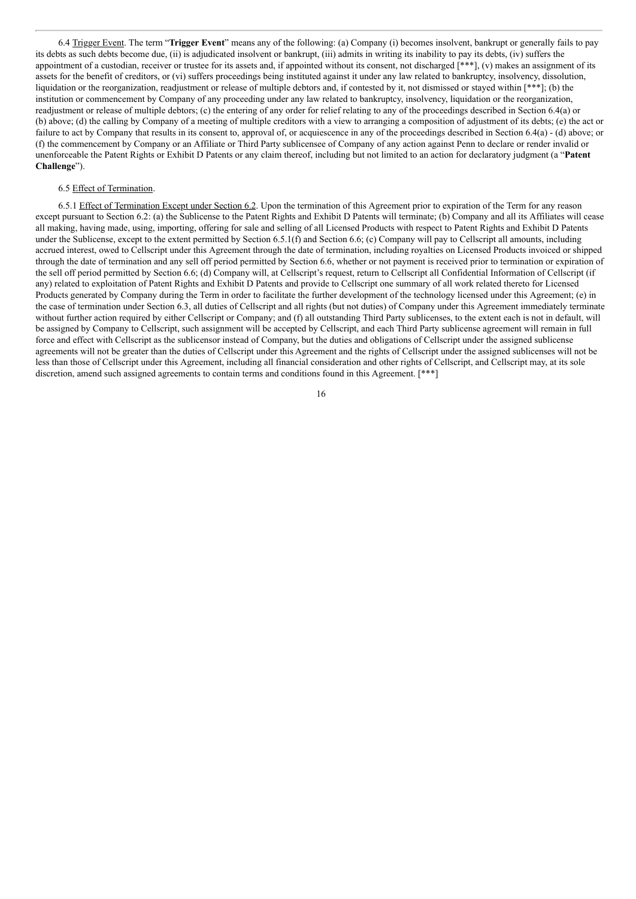6.4 Trigger Event. The term "**Trigger Event**" means any of the following: (a) Company (i) becomes insolvent, bankrupt or generally fails to pay its debts as such debts become due, (ii) is adjudicated insolvent or bankrupt, (iii) admits in writing its inability to pay its debts, (iv) suffers the appointment of a custodian, receiver or trustee for its assets and, if appointed without its consent, not discharged [***], (v) makes an assignment of its assets for the benefit of creditors, or (vi) suffers proceedings being instituted against it under any law related to bankruptcy, insolvency, dissolution, liquidation or the reorganization, readjustment or release of multiple debtors and, if contested by it, not dismissed or stayed within [***]; (b) the institution or commencement by Company of any proceeding under any law related to bankruptcy, insolvency, liquidation or the reorganization, readjustment or release of multiple debtors; (c) the entering of any order for relief relating to any of the proceedings described in Section 6.4(a) or (b) above; (d) the calling by Company of a meeting of multiple creditors with a view to arranging a composition of adjustment of its debts; (e) the act or failure to act by Company that results in its consent to, approval of, or acquiescence in any of the proceedings described in Section 6.4(a) - (d) above; or (f) the commencement by Company or an Affiliate or Third Party sublicensee of Company of any action against Penn to declare or render invalid or unenforceable the Patent Rights or Exhibit D Patents or any claim thereof, including but not limited to an action for declaratory judgment (a "**Patent Challenge**").

6.5 Effect of Termination.

6.5.1 Effect of Termination Except under Section 6.2. Upon the termination of this Agreement prior to expiration of the Term for any reason except pursuant to Section 6.2: (a) the Sublicense to the Patent Rights and Exhibit D Patents will terminate; (b) Company and all its Affiliates will cease all making, having made, using, importing, offering for sale and selling of all Licensed Products with respect to Patent Rights and Exhibit D Patents under the Sublicense, except to the extent permitted by Section 6.5.1(f) and Section 6.6; (c) Company will pay to Cellscript all amounts, including accrued interest, owed to Cellscript under this Agreement through the date of termination, including royalties on Licensed Products invoiced or shipped through the date of termination and any sell off period permitted by Section 6.6, whether or not payment is received prior to termination or expiration of the sell off period permitted by Section 6.6; (d) Company will, at Cellscript's request, return to Cellscript all Confidential Information of Cellscript (if any) related to exploitation of Patent Rights and Exhibit D Patents and provide to Cellscript one summary of all work related thereto for Licensed Products generated by Company during the Term in order to facilitate the further development of the technology licensed under this Agreement; (e) in the case of termination under Section 6.3, all duties of Cellscript and all rights (but not duties) of Company under this Agreement immediately terminate without further action required by either Cellscript or Company; and (f) all outstanding Third Party sublicenses, to the extent each is not in default, will be assigned by Company to Cellscript, such assignment will be accepted by Cellscript, and each Third Party sublicense agreement will remain in full force and effect with Cellscript as the sublicensor instead of Company, but the duties and obligations of Cellscript under the assigned sublicense agreements will not be greater than the duties of Cellscript under this Agreement and the rights of Cellscript under the assigned sublicenses will not be less than those of Cellscript under this Agreement, including all financial consideration and other rights of Cellscript, and Cellscript may, at its sole discretion, amend such assigned agreements to contain terms and conditions found in this Agreement. [***]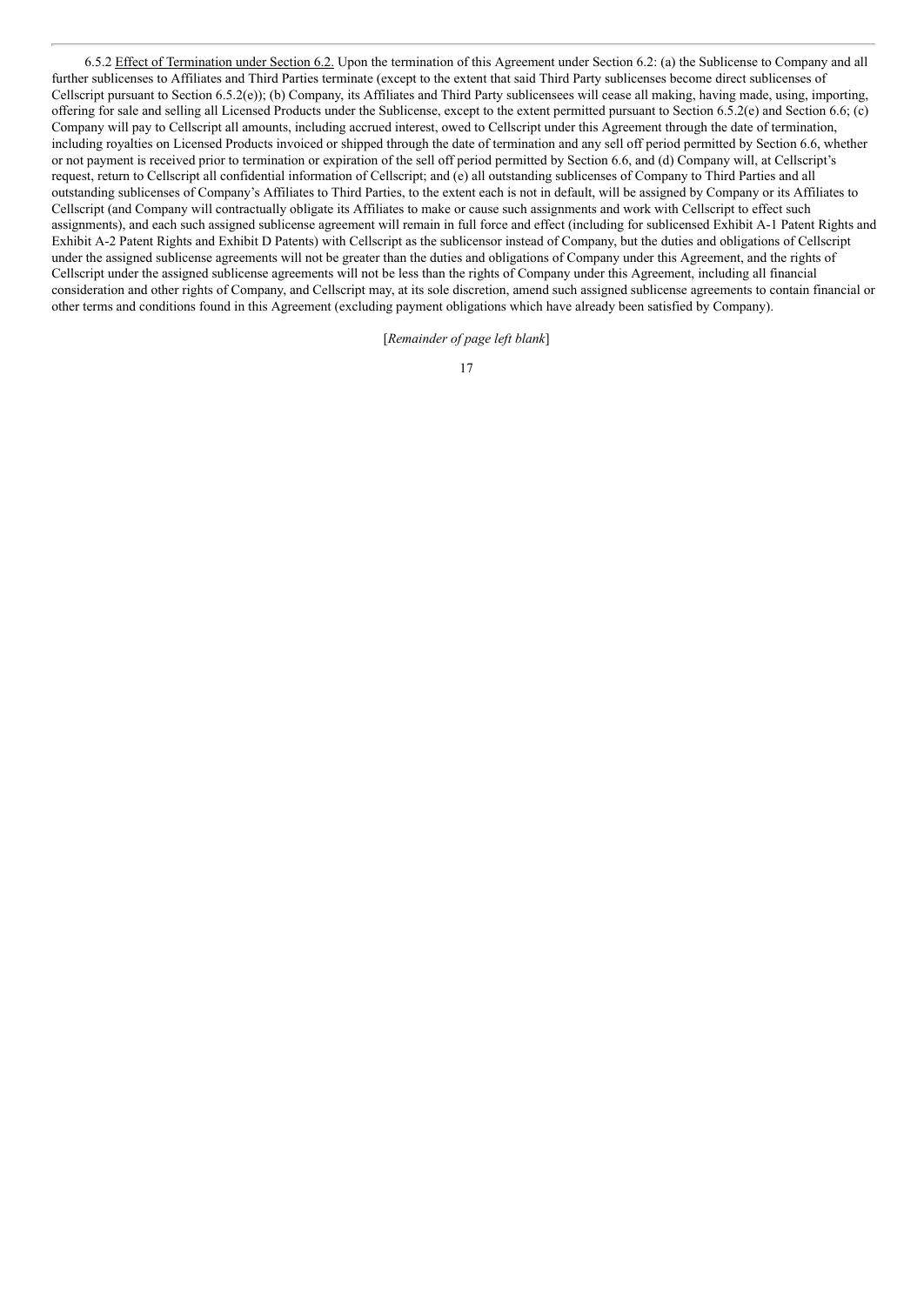6.5.2 Effect of Termination under Section 6.2. Upon the termination of this Agreement under Section 6.2: (a) the Sublicense to Company and all further sublicenses to Affiliates and Third Parties terminate (except to the extent that said Third Party sublicenses become direct sublicenses of Cellscript pursuant to Section 6.5.2(e)); (b) Company, its Affiliates and Third Party sublicensees will cease all making, having made, using, importing, offering for sale and selling all Licensed Products under the Sublicense, except to the extent permitted pursuant to Section 6.5.2(e) and Section 6.6; (c) Company will pay to Cellscript all amounts, including accrued interest, owed to Cellscript under this Agreement through the date of termination, including royalties on Licensed Products invoiced or shipped through the date of termination and any sell off period permitted by Section 6.6, whether or not payment is received prior to termination or expiration of the sell off period permitted by Section 6.6, and (d) Company will, at Cellscript's request, return to Cellscript all confidential information of Cellscript; and (e) all outstanding sublicenses of Company to Third Parties and all outstanding sublicenses of Company's Affiliates to Third Parties, to the extent each is not in default, will be assigned by Company or its Affiliates to Cellscript (and Company will contractually obligate its Affiliates to make or cause such assignments and work with Cellscript to effect such assignments), and each such assigned sublicense agreement will remain in full force and effect (including for sublicensed Exhibit A-1 Patent Rights and Exhibit A-2 Patent Rights and Exhibit D Patents) with Cellscript as the sublicensor instead of Company, but the duties and obligations of Cellscript under the assigned sublicense agreements will not be greater than the duties and obligations of Company under this Agreement, and the rights of Cellscript under the assigned sublicense agreements will not be less than the rights of Company under this Agreement, including all financial consideration and other rights of Company, and Cellscript may, at its sole discretion, amend such assigned sublicense agreements to contain financial or other terms and conditions found in this Agreement (excluding payment obligations which have already been satisfied by Company).

[*Remainder of page left blank*]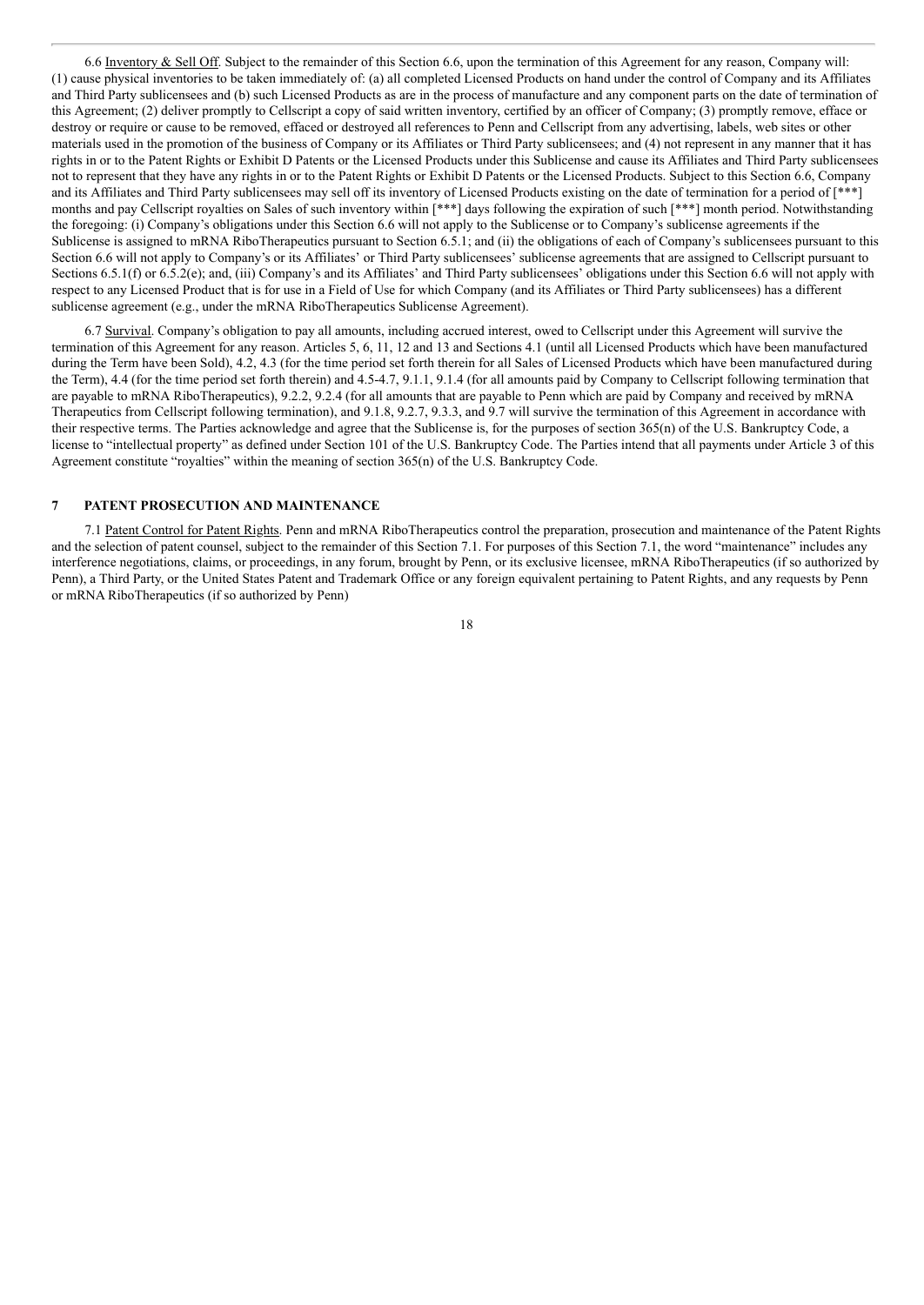6.6 Inventory & Sell Off. Subject to the remainder of this Section 6.6, upon the termination of this Agreement for any reason, Company will: (1) cause physical inventories to be taken immediately of: (a) all completed Licensed Products on hand under the control of Company and its Affiliates and Third Party sublicensees and (b) such Licensed Products as are in the process of manufacture and any component parts on the date of termination of this Agreement; (2) deliver promptly to Cellscript a copy of said written inventory, certified by an officer of Company; (3) promptly remove, efface or destroy or require or cause to be removed, effaced or destroyed all references to Penn and Cellscript from any advertising, labels, web sites or other materials used in the promotion of the business of Company or its Affiliates or Third Party sublicensees; and (4) not represent in any manner that it has rights in or to the Patent Rights or Exhibit D Patents or the Licensed Products under this Sublicense and cause its Affiliates and Third Party sublicensees not to represent that they have any rights in or to the Patent Rights or Exhibit D Patents or the Licensed Products. Subject to this Section 6.6, Company and its Affiliates and Third Party sublicensees may sell off its inventory of Licensed Products existing on the date of termination for a period of [***] months and pay Cellscript royalties on Sales of such inventory within [***] days following the expiration of such [***] month period. Notwithstanding the foregoing: (i) Company's obligations under this Section 6.6 will not apply to the Sublicense or to Company's sublicense agreements if the Sublicense is assigned to mRNA RiboTherapeutics pursuant to Section 6.5.1; and (ii) the obligations of each of Company's sublicensees pursuant to this Section 6.6 will not apply to Company's or its Affiliates' or Third Party sublicensees' sublicense agreements that are assigned to Cellscript pursuant to Sections 6.5.1(f) or 6.5.2(e); and, (iii) Company's and its Affiliates' and Third Party sublicensees' obligations under this Section 6.6 will not apply with respect to any Licensed Product that is for use in a Field of Use for which Company (and its Affiliates or Third Party sublicensees) has a different sublicense agreement (e.g., under the mRNA RiboTherapeutics Sublicense Agreement).

6.7 Survival. Company's obligation to pay all amounts, including accrued interest, owed to Cellscript under this Agreement will survive the termination of this Agreement for any reason. Articles 5, 6, 11, 12 and 13 and Sections 4.1 (until all Licensed Products which have been manufactured during the Term have been Sold), 4.2, 4.3 (for the time period set forth therein for all Sales of Licensed Products which have been manufactured during the Term), 4.4 (for the time period set forth therein) and 4.5-4.7, 9.1.1, 9.1.4 (for all amounts paid by Company to Cellscript following termination that are payable to mRNA RiboTherapeutics), 9.2.2, 9.2.4 (for all amounts that are payable to Penn which are paid by Company and received by mRNA Therapeutics from Cellscript following termination), and 9.1.8, 9.2.7, 9.3.3, and 9.7 will survive the termination of this Agreement in accordance with their respective terms. The Parties acknowledge and agree that the Sublicense is, for the purposes of section 365(n) of the U.S. Bankruptcy Code, a license to "intellectual property" as defined under Section 101 of the U.S. Bankruptcy Code. The Parties intend that all payments under Article 3 of this Agreement constitute "royalties" within the meaning of section 365(n) of the U.S. Bankruptcy Code.

## 7 PATENT PROSECUTION AND MAINTENANCE

7.1 Patent Control for Patent Rights. Penn and mRNA RiboTherapeutics control the preparation, prosecution and maintenance of the Patent Rights and the selection of patent counsel, subject to the remainder of this Section 7.1. For purposes of this Section 7.1, the word "maintenance" includes any interference negotiations, claims, or proceedings, in any forum, brought by Penn, or its exclusive licensee, mRNA RiboTherapeutics (if so authorized by Penn), a Third Party, or the United States Patent and Trademark Office or any foreign equivalent pertaining to Patent Rights, and any requests by Penn or mRNA RiboTherapeutics (if so authorized by Penn)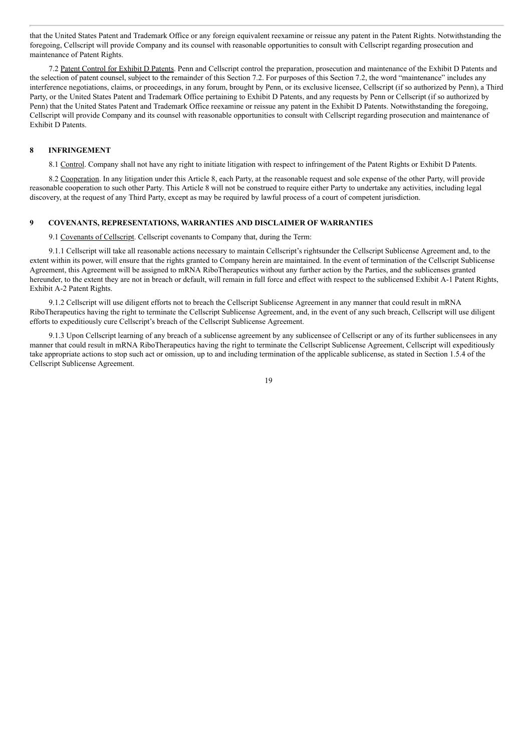that the United States Patent and Trademark Office or any foreign equivalent reexamine or reissue any patent in the Patent Rights. Notwithstanding the foregoing, Cellscript will provide Company and its counsel with reasonable opportunities to consult with Cellscript regarding prosecution and maintenance of Patent Rights.

7.2 Patent Control for Exhibit D Patents. Penn and Cellscript control the preparation, prosecution and maintenance of the Exhibit D Patents and the selection of patent counsel, subject to the remainder of this Section 7.2. For purposes of this Section 7.2, the word "maintenance" includes any interference negotiations, claims, or proceedings, in any forum, brought by Penn, or its exclusive licensee, Cellscript (if so authorized by Penn), a Third Party, or the United States Patent and Trademark Office pertaining to Exhibit D Patents, and any requests by Penn or Cellscript (if so authorized by Penn) that the United States Patent and Trademark Office reexamine or reissue any patent in the Exhibit D Patents. Notwithstanding the foregoing, Cellscript will provide Company and its counsel with reasonable opportunities to consult with Cellscript regarding prosecution and maintenance of Exhibit D Patents.

## 8 INFRINGEMENT

8.1 Control. Company shall not have any right to initiate litigation with respect to infringement of the Patent Rights or Exhibit D Patents.

8.2 Cooperation. In any litigation under this Article 8, each Party, at the reasonable request and sole expense of the other Party, will provide reasonable cooperation to such other Party. This Article 8 will not be construed to require either Party to undertake any activities, including legal discovery, at the request of any Third Party, except as may be required by lawful process of a court of competent jurisdiction.

## 9 COVENANTS, REPRESENTATIONS, WARRANTIES AND DISCLAIMER OF WARRANTIES

9.1 Covenants of Cellscript. Cellscript covenants to Company that, during the Term:

9.1.1 Cellscript will take all reasonable actions necessary to maintain Cellscript's rightsunder the Cellscript Sublicense Agreement and, to the extent within its power, will ensure that the rights granted to Company herein are maintained. In the event of termination of the Cellscript Sublicense Agreement, this Agreement will be assigned to mRNA RiboTherapeutics without any further action by the Parties, and the sublicenses granted hereunder, to the extent they are not in breach or default, will remain in full force and effect with respect to the sublicensed Exhibit A-1 Patent Rights, Exhibit A-2 Patent Rights.

9.1.2 Cellscript will use diligent efforts not to breach the Cellscript Sublicense Agreement in any manner that could result in mRNA RiboTherapeutics having the right to terminate the Cellscript Sublicense Agreement, and, in the event of any such breach, Cellscript will use diligent efforts to expeditiously cure Cellscript's breach of the Cellscript Sublicense Agreement.

9.1.3 Upon Cellscript learning of any breach of a sublicense agreement by any sublicensee of Cellscript or any of its further sublicensees in any manner that could result in mRNA RiboTherapeutics having the right to terminate the Cellscript Sublicense Agreement, Cellscript will expeditiously take appropriate actions to stop such act or omission, up to and including termination of the applicable sublicense, as stated in Section 1.5.4 of the Cellscript Sublicense Agreement.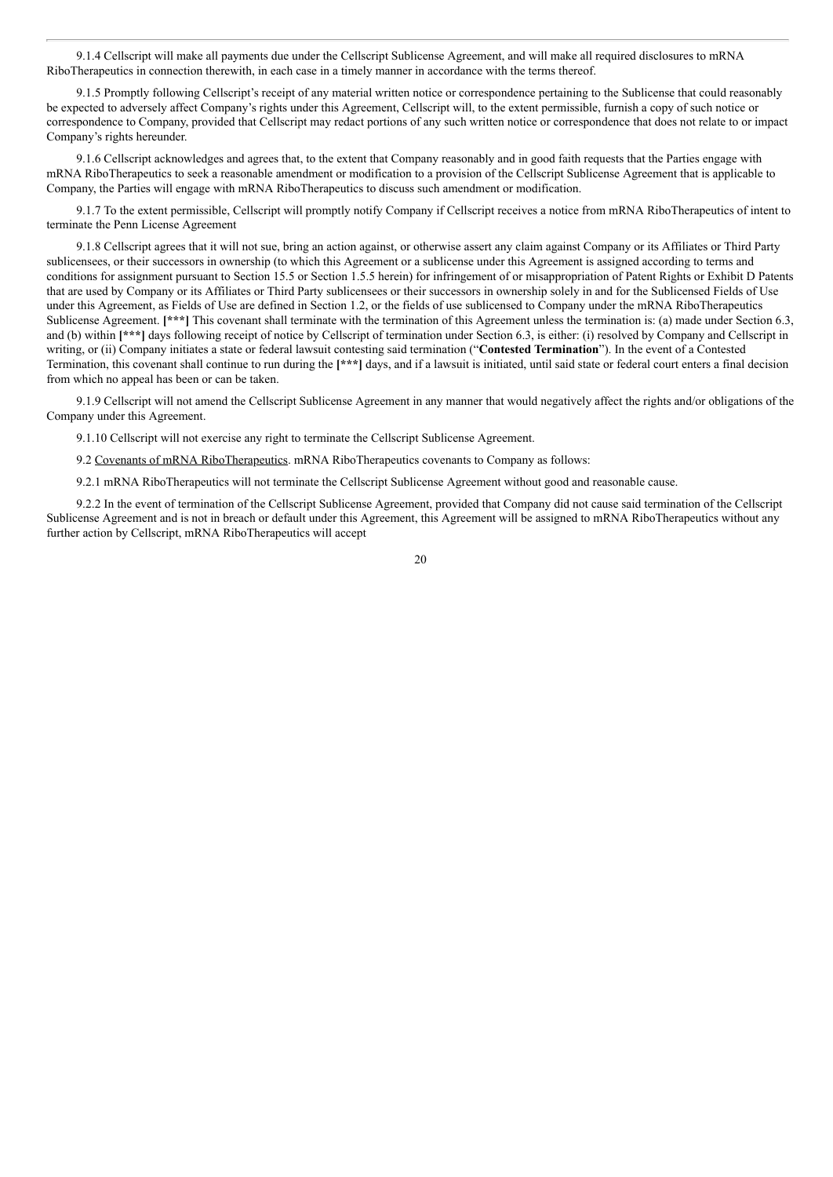9.1.4 Cellscript will make all payments due under the Cellscript Sublicense Agreement, and will make all required disclosures to mRNA RiboTherapeutics in connection therewith, in each case in a timely manner in accordance with the terms thereof.

9.1.5 Promptly following Cellscript's receipt of any material written notice or correspondence pertaining to the Sublicense that could reasonably be expected to adversely affect Company's rights under this Agreement, Cellscript will, to the extent permissible, furnish a copy of such notice or correspondence to Company, provided that Cellscript may redact portions of any such written notice or correspondence that does not relate to or impact Company's rights hereunder.

9.1.6 Cellscript acknowledges and agrees that, to the extent that Company reasonably and in good faith requests that the Parties engage with mRNA RiboTherapeutics to seek a reasonable amendment or modification to a provision of the Cellscript Sublicense Agreement that is applicable to Company, the Parties will engage with mRNA RiboTherapeutics to discuss such amendment or modification.

9.1.7 To the extent permissible, Cellscript will promptly notify Company if Cellscript receives a notice from mRNA RiboTherapeutics of intent to terminate the Penn License Agreement

9.1.8 Cellscript agrees that it will not sue, bring an action against, or otherwise assert any claim against Company or its Affiliates or Third Party sublicensees, or their successors in ownership (to which this Agreement or a sublicense under this Agreement is assigned according to terms and conditions for assignment pursuant to Section 15.5 or Section 1.5.5 herein) for infringement of or misappropriation of Patent Rights or Exhibit D Patents that are used by Company or its Affiliates or Third Party sublicensees or their successors in ownership solely in and for the Sublicensed Fields of Use under this Agreement, as Fields of Use are defined in Section 1.2, or the fields of use sublicensed to Company under the mRNA RiboTherapeutics Sublicense Agreement. **[\*\*\*]** This covenant shall terminate with the termination of this Agreement unless the termination is: (a) made under Section 6.3, and (b) within **[\*\*\*]** days following receipt of notice by Cellscript of termination under Section 6.3, is either: (i) resolved by Company and Cellscript in writing, or (ii) Company initiates a state or federal lawsuit contesting said termination ("**Contested Termination**"). In the event of a Contested Termination, this covenant shall continue to run during the **[\*\*\*]** days, and if a lawsuit is initiated, until said state or federal court enters a final decision from which no appeal has been or can be taken.

9.1.9 Cellscript will not amend the Cellscript Sublicense Agreement in any manner that would negatively affect the rights and/or obligations of the Company under this Agreement.

9.1.10 Cellscript will not exercise any right to terminate the Cellscript Sublicense Agreement.

9.2 <u>Covenants of mRNA RiboTherapeutics</u>. mRNA RiboTherapeutics covenants to Company as follows:

9.2.1 mRNA RiboTherapeutics will not terminate the Cellscript Sublicense Agreement without good and reasonable cause.

9.2.2 In the event of termination of the Cellscript Sublicense Agreement, provided that Company did not cause said termination of the Cellscript Sublicense Agreement and is not in breach or default under this Agreement, this Agreement will be assigned to mRNA RiboTherapeutics without any further action by Cellscript, mRNA RiboTherapeutics will accept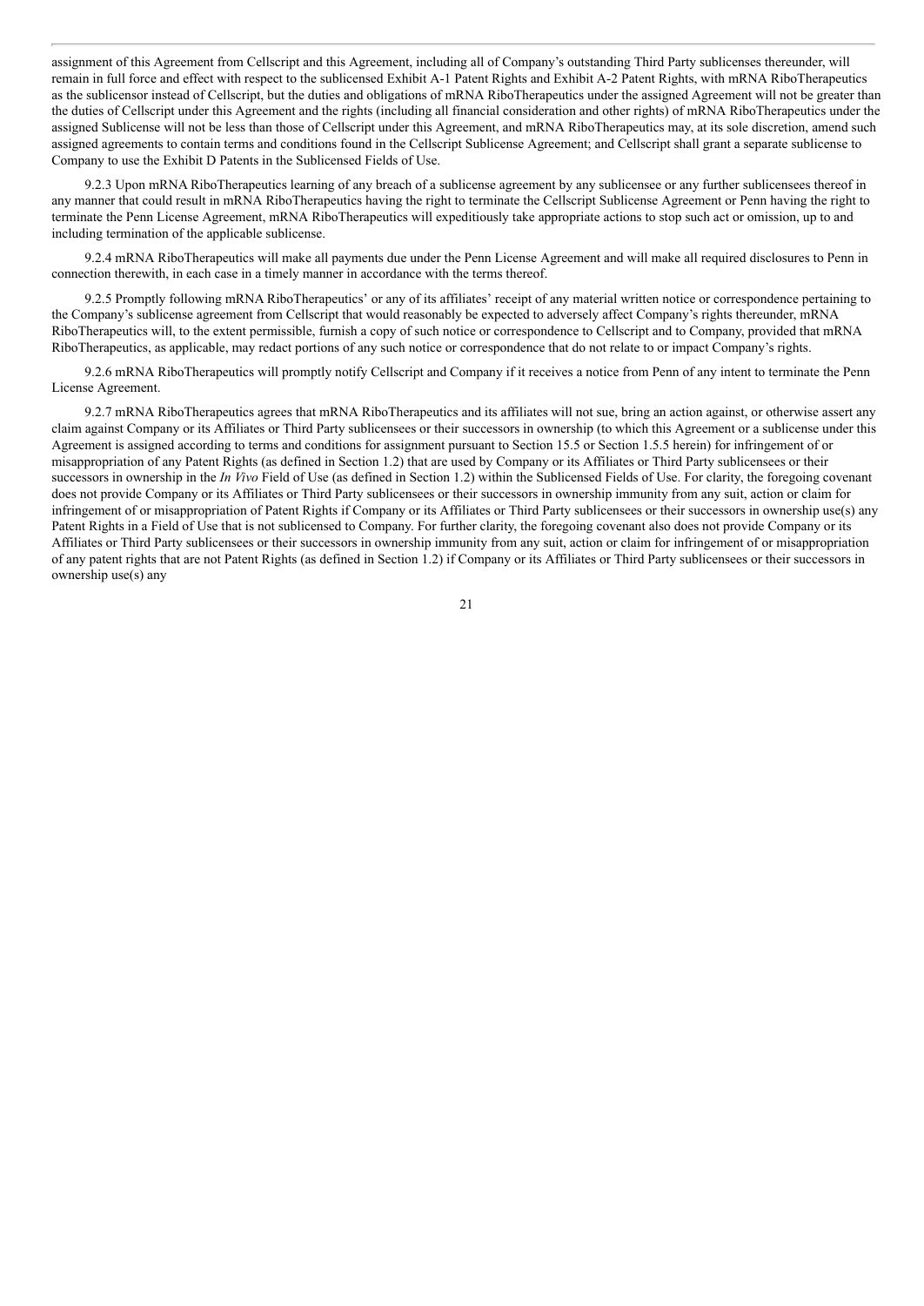assignment of this Agreement from Cellscript and this Agreement, including all of Company's outstanding Third Party sublicenses thereunder, will remain in full force and effect with respect to the sublicensed Exhibit A-1 Patent Rights and Exhibit A-2 Patent Rights, with mRNA RiboTherapeutics as the sublicensor instead of Cellscript, but the duties and obligations of mRNA RiboTherapeutics under the assigned Agreement will not be greater than the duties of Cellscript under this Agreement and the rights (including all financial consideration and other rights) of mRNA RiboTherapeutics under the assigned Sublicense will not be less than those of Cellscript under this Agreement, and mRNA RiboTherapeutics may, at its sole discretion, amend such assigned agreements to contain terms and conditions found in the Cellscript Sublicense Agreement; and Cellscript shall grant a separate sublicense to Company to use the Exhibit D Patents in the Sublicensed Fields of Use.

9.2.3 Upon mRNA RiboTherapeutics learning of any breach of a sublicense agreement by any sublicensee or any further sublicensees thereof in any manner that could result in mRNA RiboTherapeutics having the right to terminate the Cellscript Sublicense Agreement or Penn having the right to terminate the Penn License Agreement, mRNA RiboTherapeutics will expeditiously take appropriate actions to stop such act or omission, up to and including termination of the applicable sublicense.

9.2.4 mRNA RiboTherapeutics will make all payments due under the Penn License Agreement and will make all required disclosures to Penn in connection therewith, in each case in a timely manner in accordance with the terms thereof.

9.2.5 Promptly following mRNA RiboTherapeutics' or any of its affiliates' receipt of any material written notice or correspondence pertaining to the Company's sublicense agreement from Cellscript that would reasonably be expected to adversely affect Company's rights thereunder, mRNA RiboTherapeutics will, to the extent permissible, furnish a copy of such notice or correspondence to Cellscript and to Company, provided that mRNA RiboTherapeutics, as applicable, may redact portions of any such notice or correspondence that do not relate to or impact Company's rights.

9.2.6 mRNA RiboTherapeutics will promptly notify Cellscript and Company if it receives a notice from Penn of any intent to terminate the Penn License Agreement.

9.2.7 mRNA RiboTherapeutics agrees that mRNA RiboTherapeutics and its affiliates will not sue, bring an action against, or otherwise assert any claim against Company or its Affiliates or Third Party sublicensees or their successors in ownership (to which this Agreement or a sublicense under this Agreement is assigned according to terms and conditions for assignment pursuant to Section 15.5 or Section 1.5.5 herein) for infringement of or misappropriation of any Patent Rights (as defined in Section 1.2) that are used by Company or its Affiliates or Third Party sublicensees or their successors in ownership in the *In Vivo* Field of Use (as defined in Section 1.2) within the Sublicensed Fields of Use. For clarity, the foregoing covenant does not provide Company or its Affiliates or Third Party sublicensees or their successors in ownership immunity from any suit, action or claim for infringement of or misappropriation of Patent Rights if Company or its Affiliates or Third Party sublicensees or their successors in ownership use(s) any Patent Rights in a Field of Use that is not sublicensed to Company. For further clarity, the foregoing covenant also does not provide Company or its Affiliates or Third Party sublicensees or their successors in ownership immunity from any suit, action or claim for infringement of or misappropriation of any patent rights that are not Patent Rights (as defined in Section 1.2) if Company or its Affiliates or Third Party sublicensees or their successors in ownership use(s) any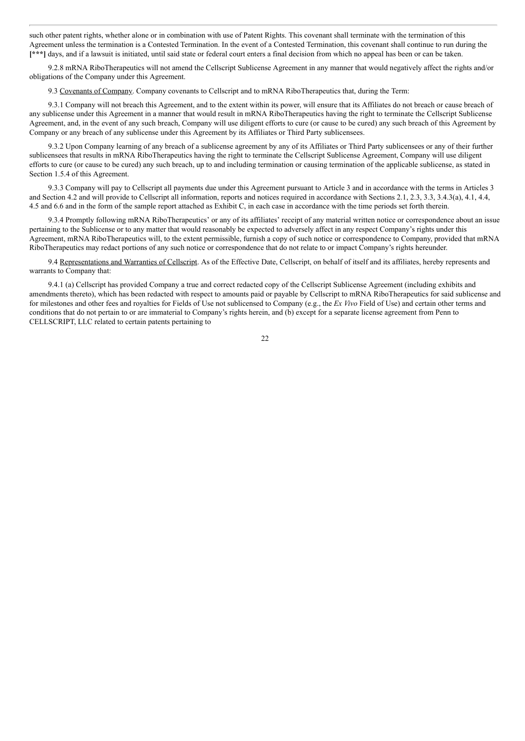such other patent rights, whether alone or in combination with use of Patent Rights. This covenant shall terminate with the termination of this Agreement unless the termination is a Contested Termination. In the event of a Contested Termination, this covenant shall continue to run during the **[***]** days, and if a lawsuit is initiated, until said state or federal court enters a final decision from which no appeal has been or can be taken.

9.2.8 mRNA RiboTherapeutics will not amend the Cellscript Sublicense Agreement in any manner that would negatively affect the rights and/or obligations of the Company under this Agreement.

9.3 Covenants of Company. Company covenants to Cellscript and to mRNA RiboTherapeutics that, during the Term:

9.3.1 Company will not breach this Agreement, and to the extent within its power, will ensure that its Affiliates do not breach or cause breach of any sublicense under this Agreement in a manner that would result in mRNA RiboTherapeutics having the right to terminate the Cellscript Sublicense Agreement, and, in the event of any such breach, Company will use diligent efforts to cure (or cause to be cured) any such breach of this Agreement by Company or any breach of any sublicense under this Agreement by its Affiliates or Third Party sublicensees.

9.3.2 Upon Company learning of any breach of a sublicense agreement by any of its Affiliates or Third Party sublicensees or any of their further sublicensees that results in mRNA RiboTherapeutics having the right to terminate the Cellscript Sublicense Agreement, Company will use diligent efforts to cure (or cause to be cured) any such breach, up to and including termination or causing termination of the applicable sublicense, as stated in Section 1.5.4 of this Agreement.

9.3.3 Company will pay to Cellscript all payments due under this Agreement pursuant to Article 3 and in accordance with the terms in Articles 3 and Section 4.2 and will provide to Cellscript all information, reports and notices required in accordance with Sections 2.1, 2.3, 3.3, 3.4.3(a), 4.1, 4.4, 4.5 and 6.6 and in the form of the sample report attached as Exhibit C, in each case in accordance with the time periods set forth therein.

9.3.4 Promptly following mRNA RiboTherapeutics' or any of its affiliates' receipt of any material written notice or correspondence about an issue pertaining to the Sublicense or to any matter that would reasonably be expected to adversely affect in any respect Company's rights under this Agreement, mRNA RiboTherapeutics will, to the extent permissible, furnish a copy of such notice or correspondence to Company, provided that mRNA RiboTherapeutics may redact portions of any such notice or correspondence that do not relate to or impact Company's rights hereunder.

9.4 Representations and Warranties of Cellscript. As of the Effective Date, Cellscript, on behalf of itself and its affiliates, hereby represents and warrants to Company that:

9.4.1 (a) Cellscript has provided Company a true and correct redacted copy of the Cellscript Sublicense Agreement (including exhibits and amendments thereto), which has been redacted with respect to amounts paid or payable by Cellscript to mRNA RiboTherapeutics for said sublicense and for milestones and other fees and royalties for Fields of Use not sublicensed to Company (e.g., the *Ex Vivo* Field of Use) and certain other terms and conditions that do not pertain to or are immaterial to Company's rights herein, and (b) except for a separate license agreement from Penn to CELLSCRIPT, LLC related to certain patents pertaining to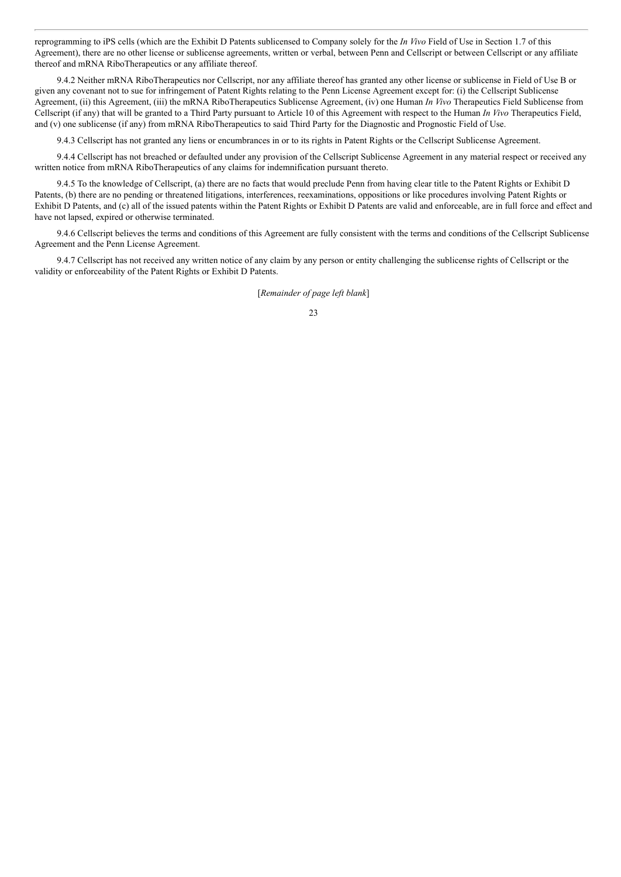reprogramming to iPS cells (which are the Exhibit D Patents sublicensed to Company solely for the *In Vivo* Field of Use in Section 1.7 of this Agreement), there are no other license or sublicense agreements, written or verbal, between Penn and Cellscript or between Cellscript or any affiliate thereof and mRNA RiboTherapeutics or any affiliate thereof.

9.4.2 Neither mRNA RiboTherapeutics nor Cellscript, nor any affiliate thereof has granted any other license or sublicense in Field of Use B or given any covenant not to sue for infringement of Patent Rights relating to the Penn License Agreement except for: (i) the Cellscript Sublicense Agreement, (ii) this Agreement, (iii) the mRNA RiboTherapeutics Sublicense Agreement, (iv) one Human *In Vivo* Therapeutics Field Sublicense from Cellscript (if any) that will be granted to a Third Party pursuant to Article 10 of this Agreement with respect to the Human *In Vivo* Therapeutics Field, and (v) one sublicense (if any) from mRNA RiboTherapeutics to said Third Party for the Diagnostic and Prognostic Field of Use.

9.4.3 Cellscript has not granted any liens or encumbrances in or to its rights in Patent Rights or the Cellscript Sublicense Agreement.

9.4.4 Cellscript has not breached or defaulted under any provision of the Cellscript Sublicense Agreement in any material respect or received any written notice from mRNA RiboTherapeutics of any claims for indemnification pursuant thereto.

9.4.5 To the knowledge of Cellscript, (a) there are no facts that would preclude Penn from having clear title to the Patent Rights or Exhibit D Patents, (b) there are no pending or threatened litigations, interferences, reexaminations, oppositions or like procedures involving Patent Rights or Exhibit D Patents, and (c) all of the issued patents within the Patent Rights or Exhibit D Patents are valid and enforceable, are in full force and effect and have not lapsed, expired or otherwise terminated.

9.4.6 Cellscript believes the terms and conditions of this Agreement are fully consistent with the terms and conditions of the Cellscript Sublicense Agreement and the Penn License Agreement.

9.4.7 Cellscript has not received any written notice of any claim by any person or entity challenging the sublicense rights of Cellscript or the validity or enforceability of the Patent Rights or Exhibit D Patents.

[*Remainder of page left blank*]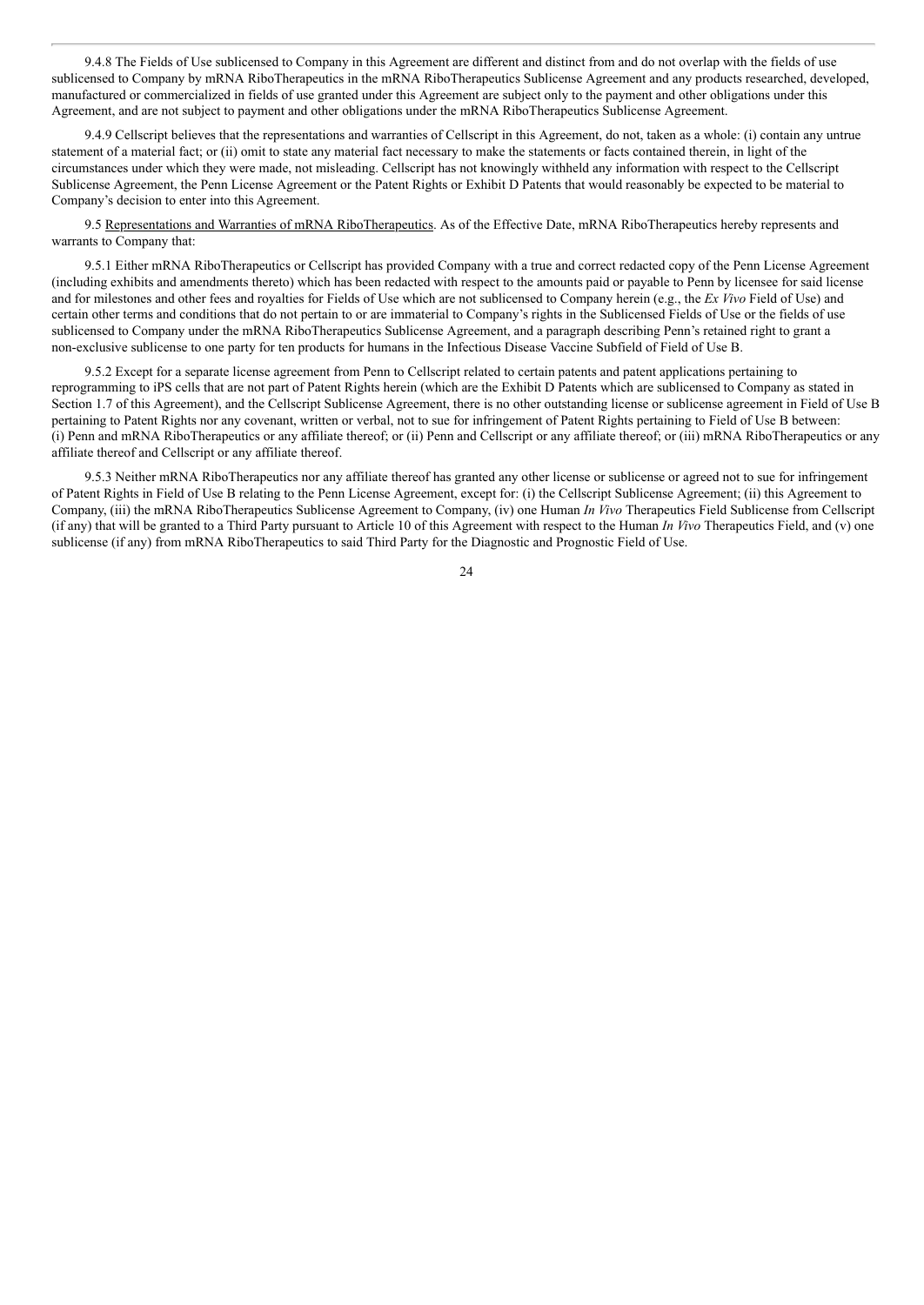9.4.8 The Fields of Use sublicensed to Company in this Agreement are different and distinct from and do not overlap with the fields of use sublicensed to Company by mRNA RiboTherapeutics in the mRNA RiboTherapeutics Sublicense Agreement and any products researched, developed, manufactured or commercialized in fields of use granted under this Agreement are subject only to the payment and other obligations under this Agreement, and are not subject to payment and other obligations under the mRNA RiboTherapeutics Sublicense Agreement.

9.4.9 Cellscript believes that the representations and warranties of Cellscript in this Agreement, do not, taken as a whole: (i) contain any untrue statement of a material fact; or (ii) omit to state any material fact necessary to make the statements or facts contained therein, in light of the circumstances under which they were made, not misleading. Cellscript has not knowingly withheld any information with respect to the Cellscript Sublicense Agreement, the Penn License Agreement or the Patent Rights or Exhibit D Patents that would reasonably be expected to be material to Company's decision to enter into this Agreement.

9.5 Representations and Warranties of mRNA RiboTherapeutics. As of the Effective Date, mRNA RiboTherapeutics hereby represents and warrants to Company that:

9.5.1 Either mRNA RiboTherapeutics or Cellscript has provided Company with a true and correct redacted copy of the Penn License Agreement (including exhibits and amendments thereto) which has been redacted with respect to the amounts paid or payable to Penn by licensee for said license and for milestones and other fees and royalties for Fields of Use which are not sublicensed to Company herein (e.g., the *Ex Vivo* Field of Use) and certain other terms and conditions that do not pertain to or are immaterial to Company's rights in the Sublicensed Fields of Use or the fields of use sublicensed to Company under the mRNA RiboTherapeutics Sublicense Agreement, and a paragraph describing Penn's retained right to grant a non-exclusive sublicense to one party for ten products for humans in the Infectious Disease Vaccine Subfield of Field of Use B.

9.5.2 Except for a separate license agreement from Penn to Cellscript related to certain patents and patent applications pertaining to reprogramming to iPS cells that are not part of Patent Rights herein (which are the Exhibit D Patents which are sublicensed to Company as stated in Section 1.7 of this Agreement), and the Cellscript Sublicense Agreement, there is no other outstanding license or sublicense agreement in Field of Use B pertaining to Patent Rights nor any covenant, written or verbal, not to sue for infringement of Patent Rights pertaining to Field of Use B between: (i) Penn and mRNA RiboTherapeutics or any affiliate thereof; or (ii) Penn and Cellscript or any affiliate thereof; or (iii) mRNA RiboTherapeutics or any affiliate thereof and Cellscript or any affiliate thereof.

9.5.3 Neither mRNA RiboTherapeutics nor any affiliate thereof has granted any other license or sublicense or agreed not to sue for infringement of Patent Rights in Field of Use B relating to the Penn License Agreement, except for: (i) the Cellscript Sublicense Agreement; (ii) this Agreement to Company, (iii) the mRNA RiboTherapeutics Sublicense Agreement to Company, (iv) one Human *In Vivo* Therapeutics Field Sublicense from Cellscript (if any) that will be granted to a Third Party pursuant to Article 10 of this Agreement with respect to the Human *In Vivo* Therapeutics Field, and (v) one sublicense (if any) from mRNA RiboTherapeutics to said Third Party for the Diagnostic and Prognostic Field of Use.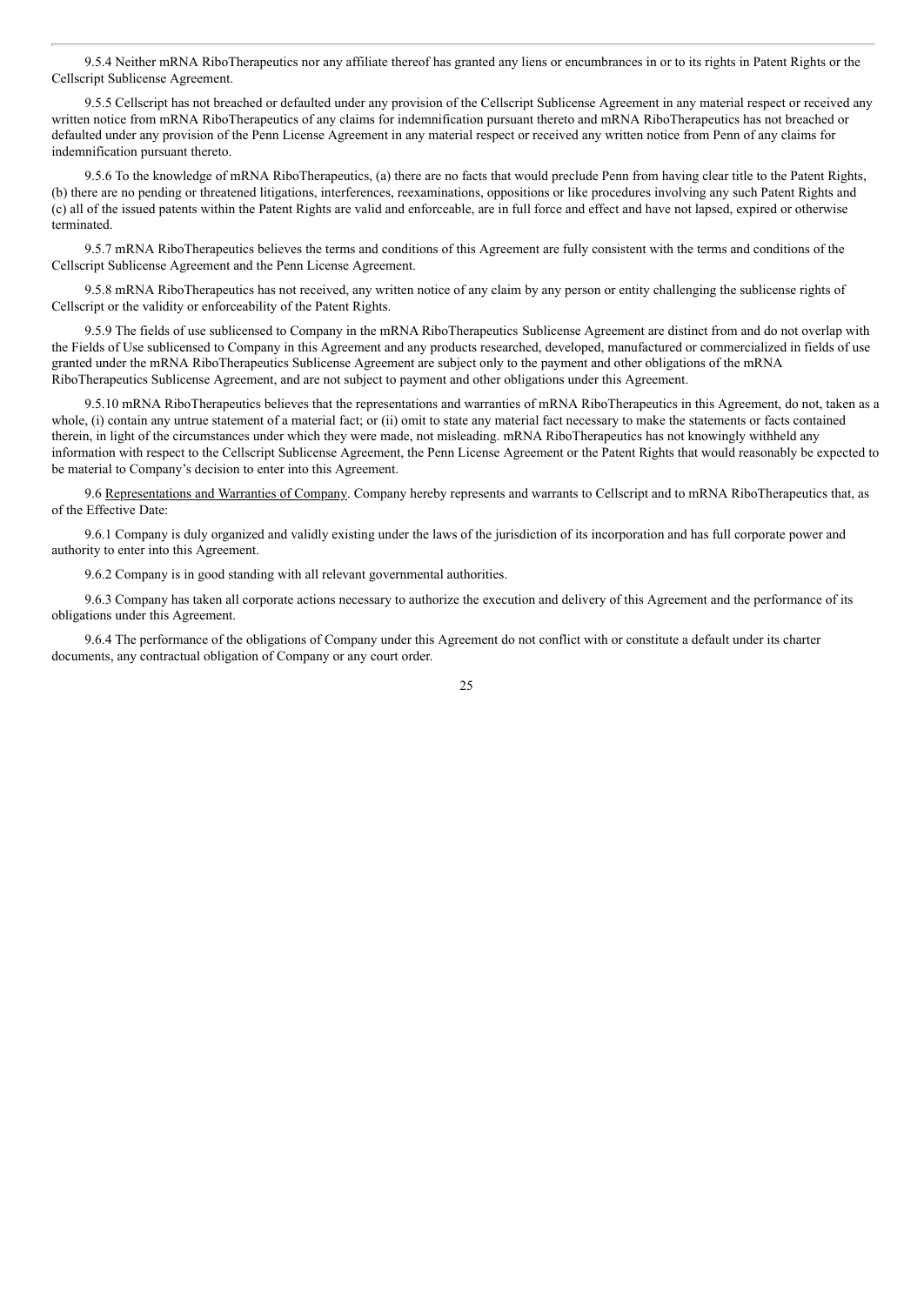9.5.4 Neither mRNA RiboTherapeutics nor any affiliate thereof has granted any liens or encumbrances in or to its rights in Patent Rights or the Cellscript Sublicense Agreement.

9.5.5 Cellscript has not breached or defaulted under any provision of the Cellscript Sublicense Agreement in any material respect or received any written notice from mRNA RiboTherapeutics of any claims for indemnification pursuant thereto and mRNA RiboTherapeutics has not breached or defaulted under any provision of the Penn License Agreement in any material respect or received any written notice from Penn of any claims for indemnification pursuant thereto.

9.5.6 To the knowledge of mRNA RiboTherapeutics, (a) there are no facts that would preclude Penn from having clear title to the Patent Rights, (b) there are no pending or threatened litigations, interferences, reexaminations, oppositions or like procedures involving any such Patent Rights and (c) all of the issued patents within the Patent Rights are valid and enforceable, are in full force and effect and have not lapsed, expired or otherwise terminated.

9.5.7 mRNA RiboTherapeutics believes the terms and conditions of this Agreement are fully consistent with the terms and conditions of the Cellscript Sublicense Agreement and the Penn License Agreement.

9.5.8 mRNA RiboTherapeutics has not received, any written notice of any claim by any person or entity challenging the sublicense rights of Cellscript or the validity or enforceability of the Patent Rights.

9.5.9 The fields of use sublicensed to Company in the mRNA RiboTherapeutics Sublicense Agreement are distinct from and do not overlap with the Fields of Use sublicensed to Company in this Agreement and any products researched, developed, manufactured or commercialized in fields of use granted under the mRNA RiboTherapeutics Sublicense Agreement are subject only to the payment and other obligations of the mRNA RiboTherapeutics Sublicense Agreement, and are not subject to payment and other obligations under this Agreement.

9.5.10 mRNA RiboTherapeutics believes that the representations and warranties of mRNA RiboTherapeutics in this Agreement, do not, taken as a whole, (i) contain any untrue statement of a material fact; or (ii) omit to state any material fact necessary to make the statements or facts contained therein, in light of the circumstances under which they were made, not misleading. mRNA RiboTherapeutics has not knowingly withheld any information with respect to the Cellscript Sublicense Agreement, the Penn License Agreement or the Patent Rights that would reasonably be expected to be material to Company's decision to enter into this Agreement.

9.6 Representations and Warranties of Company. Company hereby represents and warrants to Cellscript and to mRNA RiboTherapeutics that, as of the Effective Date:

9.6.1 Company is duly organized and validly existing under the laws of the jurisdiction of its incorporation and has full corporate power and authority to enter into this Agreement.

9.6.2 Company is in good standing with all relevant governmental authorities.

9.6.3 Company has taken all corporate actions necessary to authorize the execution and delivery of this Agreement and the performance of its obligations under this Agreement.

9.6.4 The performance of the obligations of Company under this Agreement do not conflict with or constitute a default under its charter documents, any contractual obligation of Company or any court order.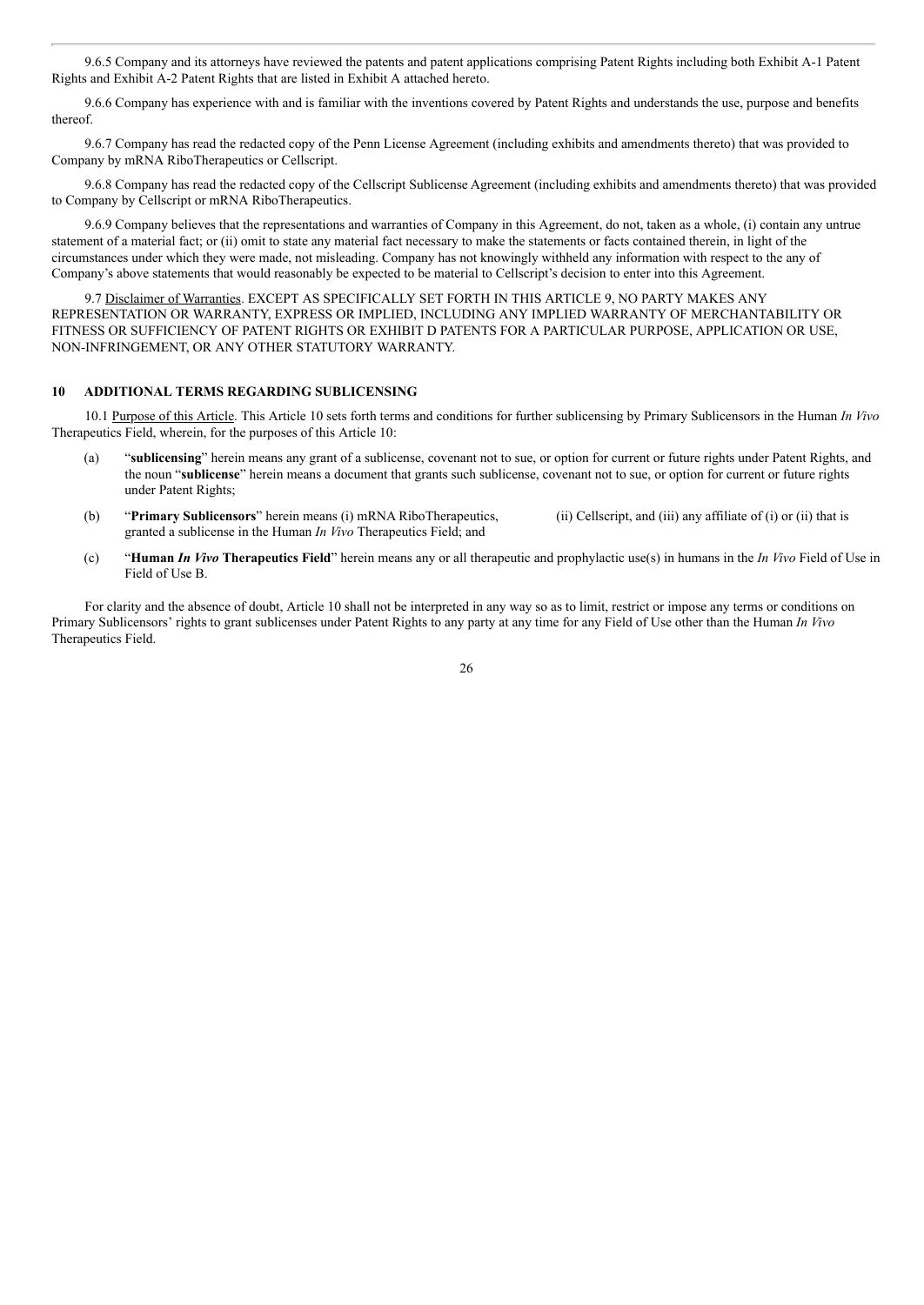9.6.5 Company and its attorneys have reviewed the patents and patent applications comprising Patent Rights including both Exhibit A-1 Patent Rights and Exhibit A-2 Patent Rights that are listed in Exhibit A attached hereto.

9.6.6 Company has experience with and is familiar with the inventions covered by Patent Rights and understands the use, purpose and benefits thereof.

9.6.7 Company has read the redacted copy of the Penn License Agreement (including exhibits and amendments thereto) that was provided to Company by mRNA RiboTherapeutics or Cellscript.

9.6.8 Company has read the redacted copy of the Cellscript Sublicense Agreement (including exhibits and amendments thereto) that was provided to Company by Cellscript or mRNA RiboTherapeutics.

9.6.9 Company believes that the representations and warranties of Company in this Agreement, do not, taken as a whole, (i) contain any untrue statement of a material fact; or (ii) omit to state any material fact necessary to make the statements or facts contained therein, in light of the circumstances under which they were made, not misleading. Company has not knowingly withheld any information with respect to the any of Company's above statements that would reasonably be expected to be material to Cellscript's decision to enter into this Agreement.

9.7 Disclaimer of Warranties. EXCEPT AS SPECIFICALLY SET FORTH IN THIS ARTICLE 9, NO PARTY MAKES ANY REPRESENTATION OR WARRANTY, EXPRESS OR IMPLIED, INCLUDING ANY IMPLIED WARRANTY OF MERCHANTABILITY OR FITNESS OR SUFFICIENCY OF PATENT RIGHTS OR EXHIBIT D PATENTS FOR A PARTICULAR PURPOSE, APPLICATION OR USE, NON-INFRINGEMENT, OR ANY OTHER STATUTORY WARRANTY.

## 10 ADDITIONAL TERMS REGARDING SUBLICENSING

10.1 Purpose of this Article. This Article 10 sets forth terms and conditions for further sublicensing by Primary Sublicensors in the Human *In Vivo* Therapeutics Field, wherein, for the purposes of this Article 10:

(a) "**sublicensing**" herein means any grant of a sublicense, covenant not to sue, or option for current or future rights under Patent Rights, and the noun "**sublicense**" herein means a document that grants such sublicense, covenant not to sue, or option for current or future rights under Patent Rights;

(b) "**Primary Sublicensors**" herein means (i) mRNA RiboTherapeutics, (ii) Cellscript, and (iii) any affiliate of (i) or (ii) that is granted a sublicense in the Human *In Vivo* Therapeutics Field; and

(c) "**Human *In Vivo* Therapeutics Field**" herein means any or all therapeutic and prophylactic use(s) in humans in the *In Vivo* Field of Use in Field of Use B.

For clarity and the absence of doubt, Article 10 shall not be interpreted in any way so as to limit, restrict or impose any terms or conditions on Primary Sublicensors' rights to grant sublicenses under Patent Rights to any party at any time for any Field of Use other than the Human *In Vivo* Therapeutics Field.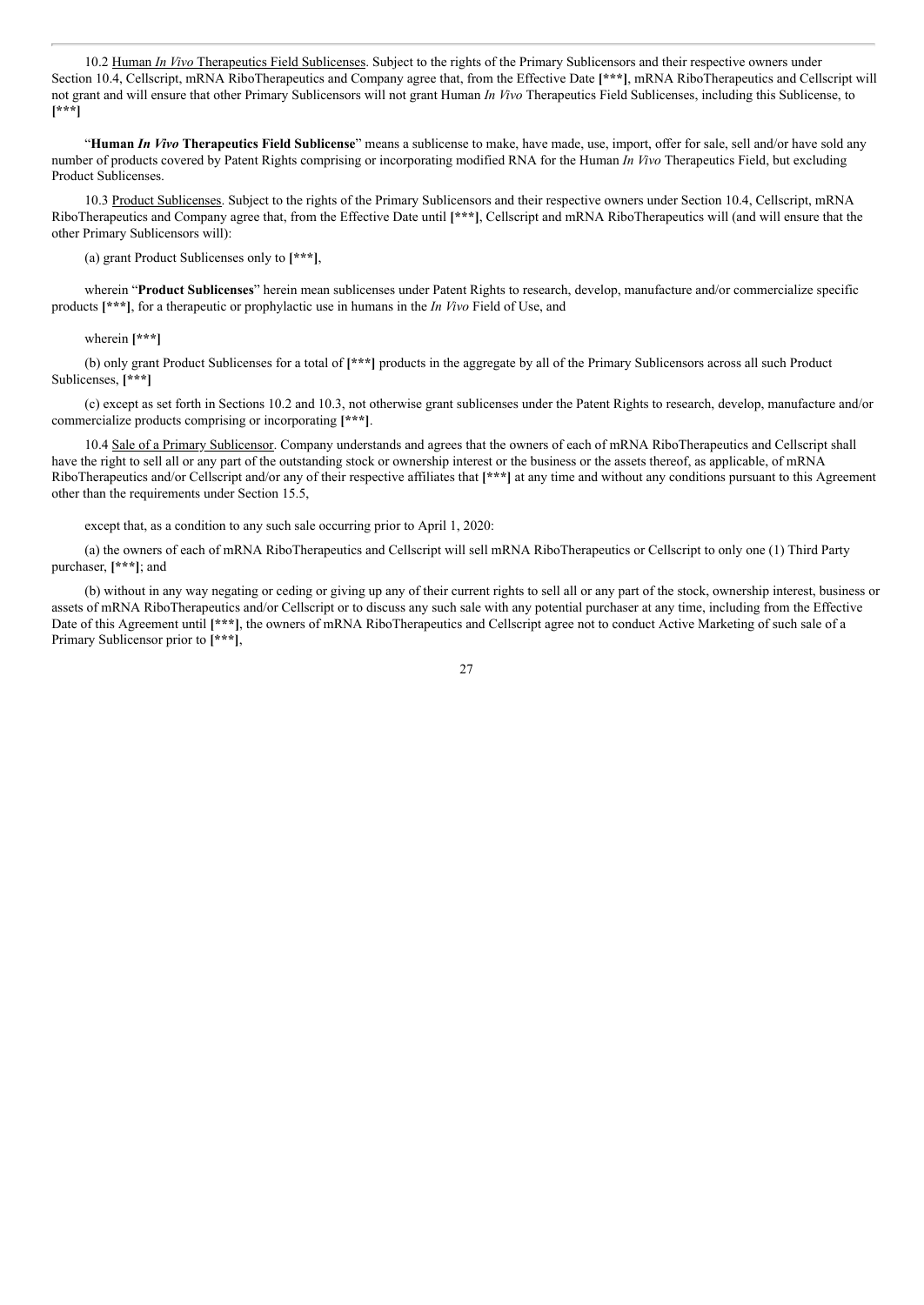10.2 Human *In Vivo* Therapeutics Field Sublicenses. Subject to the rights of the Primary Sublicensors and their respective owners under Section 10.4, Cellscript, mRNA RiboTherapeutics and Company agree that, from the Effective Date **[***]**, mRNA RiboTherapeutics and Cellscript will not grant and will ensure that other Primary Sublicensors will not grant Human *In Vivo* Therapeutics Field Sublicenses, including this Sublicense, to **[***]**

"**Human *In Vivo* Therapeutics Field Sublicense**" means a sublicense to make, have made, use, import, offer for sale, sell and/or have sold any number of products covered by Patent Rights comprising or incorporating modified RNA for the Human *In Vivo* Therapeutics Field, but excluding Product Sublicenses.

10.3 Product Sublicenses. Subject to the rights of the Primary Sublicensors and their respective owners under Section 10.4, Cellscript, mRNA RiboTherapeutics and Company agree that, from the Effective Date until **[***]**, Cellscript and mRNA RiboTherapeutics will (and will ensure that the other Primary Sublicensors will):

(a) grant Product Sublicenses only to **[***]**,

wherein "**Product Sublicenses**" herein mean sublicenses under Patent Rights to research, develop, manufacture and/or commercialize specific products **[***]**, for a therapeutic or prophylactic use in humans in the *In Vivo* Field of Use, and

wherein **[***]**

(b) only grant Product Sublicenses for a total of **[***]** products in the aggregate by all of the Primary Sublicensors across all such Product Sublicenses, **[***]**

(c) except as set forth in Sections 10.2 and 10.3, not otherwise grant sublicenses under the Patent Rights to research, develop, manufacture and/or commercialize products comprising or incorporating **[***]**.

10.4 Sale of a Primary Sublicensor. Company understands and agrees that the owners of each of mRNA RiboTherapeutics and Cellscript shall have the right to sell all or any part of the outstanding stock or ownership interest or the business or the assets thereof, as applicable, of mRNA RiboTherapeutics and/or Cellscript and/or any of their respective affiliates that **[***]** at any time and without any conditions pursuant to this Agreement other than the requirements under Section 15.5,

except that, as a condition to any such sale occurring prior to April 1, 2020:

(a) the owners of each of mRNA RiboTherapeutics and Cellscript will sell mRNA RiboTherapeutics or Cellscript to only one (1) Third Party purchaser, **[***]**; and

(b) without in any way negating or ceding or giving up any of their current rights to sell all or any part of the stock, ownership interest, business or assets of mRNA RiboTherapeutics and/or Cellscript or to discuss any such sale with any potential purchaser at any time, including from the Effective Date of this Agreement until **[***]**, the owners of mRNA RiboTherapeutics and Cellscript agree not to conduct Active Marketing of such sale of a Primary Sublicensor prior to **[***]**,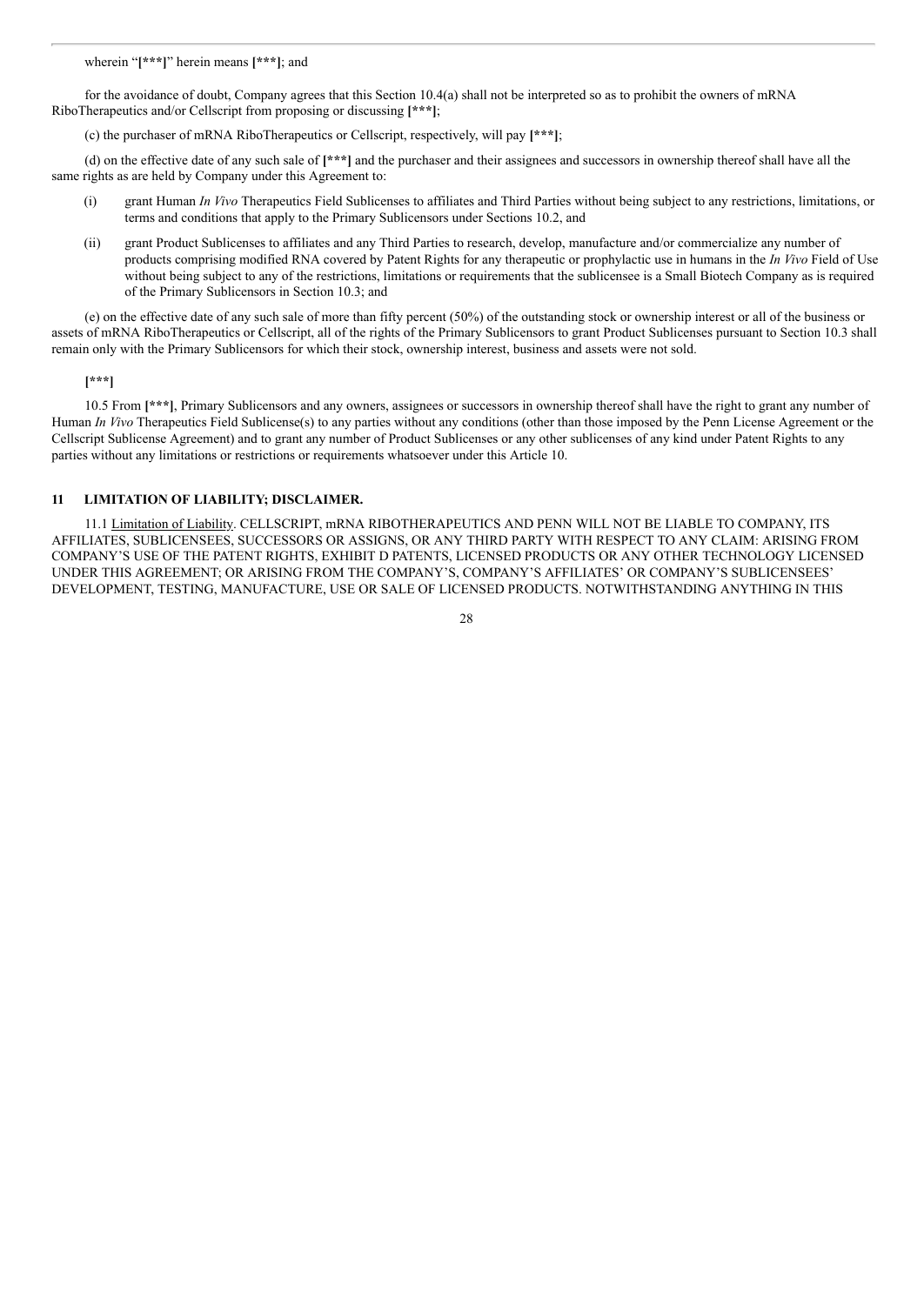wherein "**[\*\*\*]**" herein means **[\*\*\*]**; and

for the avoidance of doubt, Company agrees that this Section 10.4(a) shall not be interpreted so as to prohibit the owners of mRNA RiboTherapeutics and/or Cellscript from proposing or discussing **[\*\*\*]**;

(c) the purchaser of mRNA RiboTherapeutics or Cellscript, respectively, will pay **[\*\*\*]**;

(d) on the effective date of any such sale of **[\*\*\*]** and the purchaser and their assignees and successors in ownership thereof shall have all the same rights as are held by Company under this Agreement to:

(i) grant Human *In Vivo* Therapeutics Field Sublicenses to affiliates and Third Parties without being subject to any restrictions, limitations, or terms and conditions that apply to the Primary Sublicensors under Sections 10.2, and

(ii) grant Product Sublicenses to affiliates and any Third Parties to research, develop, manufacture and/or commercialize any number of products comprising modified RNA covered by Patent Rights for any therapeutic or prophylactic use in humans in the *In Vivo* Field of Use without being subject to any of the restrictions, limitations or requirements that the sublicensee is a Small Biotech Company as is required of the Primary Sublicensors in Section 10.3; and

(e) on the effective date of any such sale of more than fifty percent (50%) of the outstanding stock or ownership interest or all of the business or assets of mRNA RiboTherapeutics or Cellscript, all of the rights of the Primary Sublicensors to grant Product Sublicenses pursuant to Section 10.3 shall remain only with the Primary Sublicensors for which their stock, ownership interest, business and assets were not sold.

**[\*\*\*]**

10.5 From **[\*\*\*]**, Primary Sublicensors and any owners, assignees or successors in ownership thereof shall have the right to grant any number of Human *In Vivo* Therapeutics Field Sublicense(s) to any parties without any conditions (other than those imposed by the Penn License Agreement or the Cellscript Sublicense Agreement) and to grant any number of Product Sublicenses or any other sublicenses of any kind under Patent Rights to any parties without any limitations or restrictions or requirements whatsoever under this Article 10.

## 11 LIMITATION OF LIABILITY; DISCLAIMER.

11.1 Limitation of Liability. CELLSCRIPT, mRNA RIBOTHERAPEUTICS AND PENN WILL NOT BE LIABLE TO COMPANY, ITS AFFILIATES, SUBLICENSEES, SUCCESSORS OR ASSIGNS, OR ANY THIRD PARTY WITH RESPECT TO ANY CLAIM: ARISING FROM COMPANY'S USE OF THE PATENT RIGHTS, EXHIBIT D PATENTS, LICENSED PRODUCTS OR ANY OTHER TECHNOLOGY LICENSED UNDER THIS AGREEMENT; OR ARISING FROM THE COMPANY'S, COMPANY'S AFFILIATES' OR COMPANY'S SUBLICENSEES' DEVELOPMENT, TESTING, MANUFACTURE, USE OR SALE OF LICENSED PRODUCTS. NOTWITHSTANDING ANYTHING IN THIS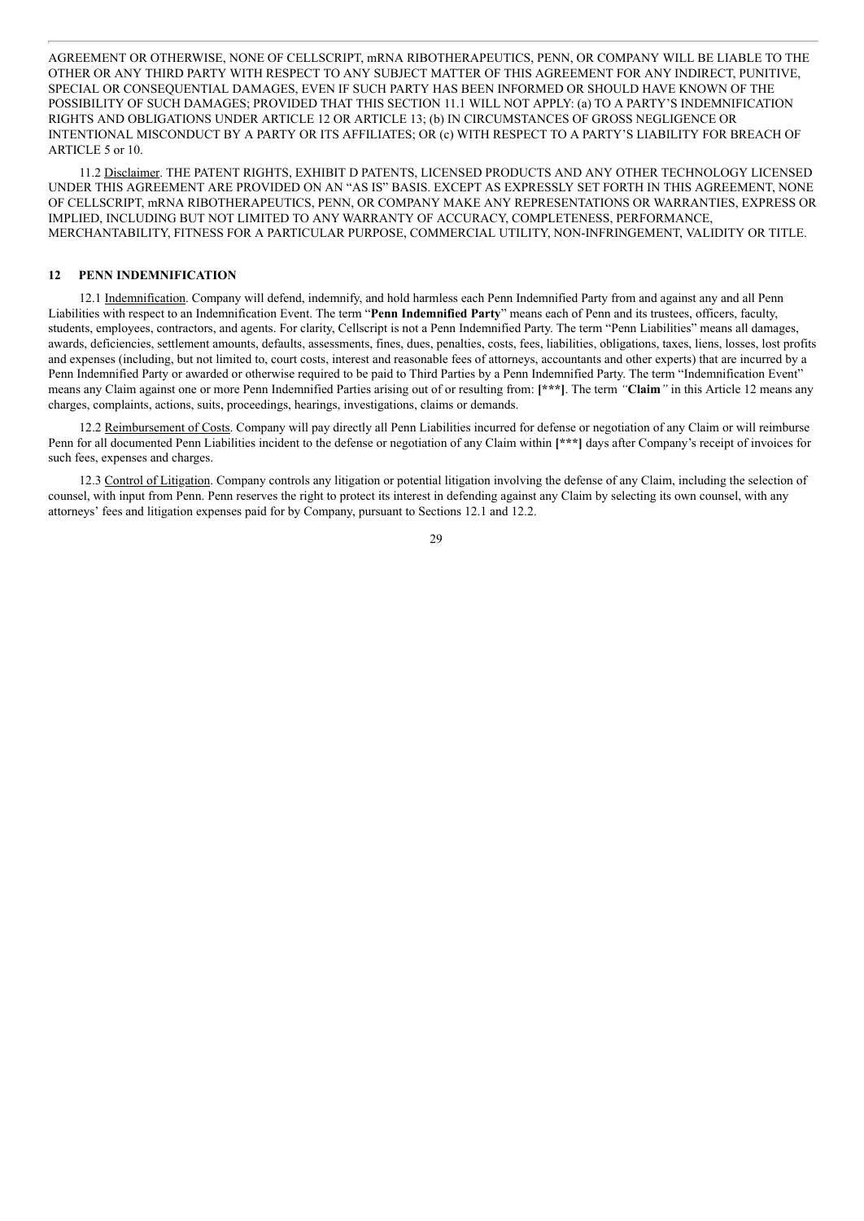AGREEMENT OR OTHERWISE, NONE OF CELLSCRIPT, mRNA RIBOTHERAPEUTICS, PENN, OR COMPANY WILL BE LIABLE TO THE OTHER OR ANY THIRD PARTY WITH RESPECT TO ANY SUBJECT MATTER OF THIS AGREEMENT FOR ANY INDIRECT, PUNITIVE, SPECIAL OR CONSEQUENTIAL DAMAGES, EVEN IF SUCH PARTY HAS BEEN INFORMED OR SHOULD HAVE KNOWN OF THE POSSIBILITY OF SUCH DAMAGES; PROVIDED THAT THIS SECTION 11.1 WILL NOT APPLY: (a) TO A PARTY'S INDEMNIFICATION RIGHTS AND OBLIGATIONS UNDER ARTICLE 12 OR ARTICLE 13; (b) IN CIRCUMSTANCES OF GROSS NEGLIGENCE OR INTENTIONAL MISCONDUCT BY A PARTY OR ITS AFFILIATES; OR (c) WITH RESPECT TO A PARTY'S LIABILITY FOR BREACH OF ARTICLE 5 or 10.

11.2 Disclaimer. THE PATENT RIGHTS, EXHIBIT D PATENTS, LICENSED PRODUCTS AND ANY OTHER TECHNOLOGY LICENSED UNDER THIS AGREEMENT ARE PROVIDED ON AN "AS IS" BASIS. EXCEPT AS EXPRESSLY SET FORTH IN THIS AGREEMENT, NONE OF CELLSCRIPT, mRNA RIBOTHERAPEUTICS, PENN, OR COMPANY MAKE ANY REPRESENTATIONS OR WARRANTIES, EXPRESS OR IMPLIED, INCLUDING BUT NOT LIMITED TO ANY WARRANTY OF ACCURACY, COMPLETENESS, PERFORMANCE, MERCHANTABILITY, FITNESS FOR A PARTICULAR PURPOSE, COMMERCIAL UTILITY, NON-INFRINGEMENT, VALIDITY OR TITLE.

## 12 PENN INDEMNIFICATION

12.1 Indemnification. Company will defend, indemnify, and hold harmless each Penn Indemnified Party from and against any and all Penn Liabilities with respect to an Indemnification Event. The term "**Penn Indemnified Party**" means each of Penn and its trustees, officers, faculty, students, employees, contractors, and agents. For clarity, Cellscript is not a Penn Indemnified Party. The term "Penn Liabilities" means all damages, awards, deficiencies, settlement amounts, defaults, assessments, fines, dues, penalties, costs, fees, liabilities, obligations, taxes, liens, losses, lost profits and expenses (including, but not limited to, court costs, interest and reasonable fees of attorneys, accountants and other experts) that are incurred by a Penn Indemnified Party or awarded or otherwise required to be paid to Third Parties by a Penn Indemnified Party. The term "Indemnification Event" means any Claim against one or more Penn Indemnified Parties arising out of or resulting from: **[\*\*\*]**. The term *"***Claim***"* in this Article 12 means any charges, complaints, actions, suits, proceedings, hearings, investigations, claims or demands.

12.2 Reimbursement of Costs. Company will pay directly all Penn Liabilities incurred for defense or negotiation of any Claim or will reimburse Penn for all documented Penn Liabilities incident to the defense or negotiation of any Claim within **[\*\*\*]** days after Company's receipt of invoices for such fees, expenses and charges.

12.3 Control of Litigation. Company controls any litigation or potential litigation involving the defense of any Claim, including the selection of counsel, with input from Penn. Penn reserves the right to protect its interest in defending against any Claim by selecting its own counsel, with any attorneys' fees and litigation expenses paid for by Company, pursuant to Sections 12.1 and 12.2.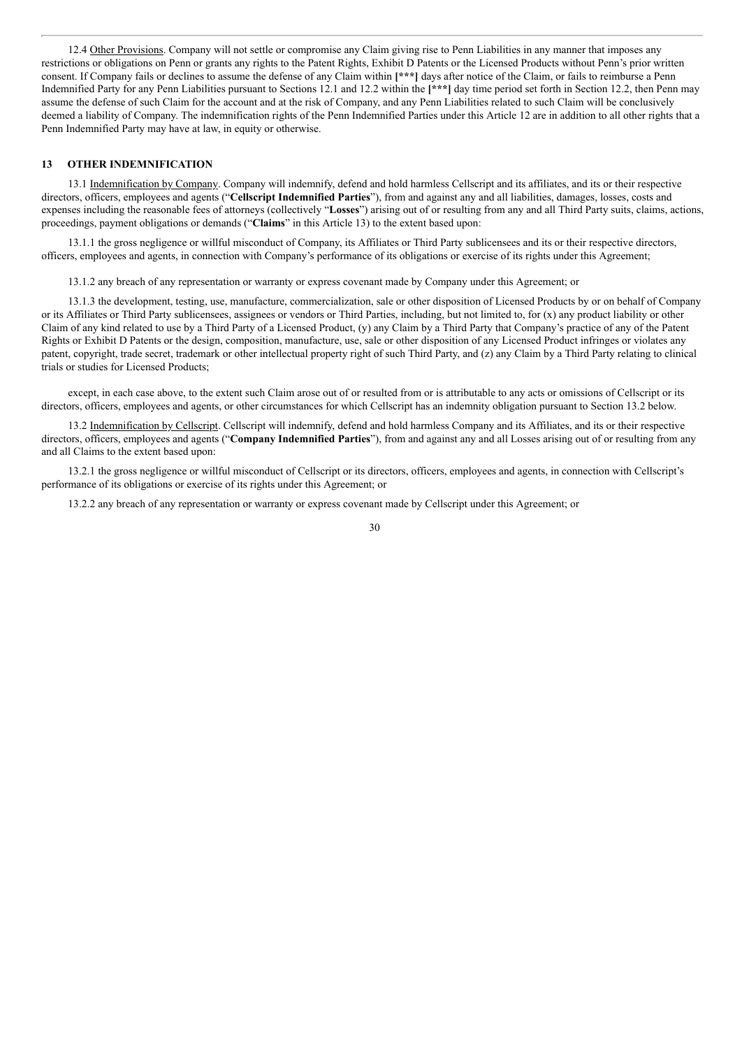12.4 Other Provisions. Company will not settle or compromise any Claim giving rise to Penn Liabilities in any manner that imposes any restrictions or obligations on Penn or grants any rights to the Patent Rights, Exhibit D Patents or the Licensed Products without Penn's prior written consent. If Company fails or declines to assume the defense of any Claim within **[***]** days after notice of the Claim, or fails to reimburse a Penn Indemnified Party for any Penn Liabilities pursuant to Sections 12.1 and 12.2 within the **[***]** day time period set forth in Section 12.2, then Penn may assume the defense of such Claim for the account and at the risk of Company, and any Penn Liabilities related to such Claim will be conclusively deemed a liability of Company. The indemnification rights of the Penn Indemnified Parties under this Article 12 are in addition to all other rights that a Penn Indemnified Party may have at law, in equity or otherwise.

## 13 OTHER INDEMNIFICATION

13.1 Indemnification by Company. Company will indemnify, defend and hold harmless Cellscript and its affiliates, and its or their respective directors, officers, employees and agents ("**Cellscript Indemnified Parties**"), from and against any and all liabilities, damages, losses, costs and expenses including the reasonable fees of attorneys (collectively "**Losses**") arising out of or resulting from any and all Third Party suits, claims, actions, proceedings, payment obligations or demands ("**Claims**" in this Article 13) to the extent based upon:

13.1.1 the gross negligence or willful misconduct of Company, its Affiliates or Third Party sublicensees and its or their respective directors, officers, employees and agents, in connection with Company's performance of its obligations or exercise of its rights under this Agreement;

13.1.2 any breach of any representation or warranty or express covenant made by Company under this Agreement; or

13.1.3 the development, testing, use, manufacture, commercialization, sale or other disposition of Licensed Products by or on behalf of Company or its Affiliates or Third Party sublicensees, assignees or vendors or Third Parties, including, but not limited to, for (x) any product liability or other Claim of any kind related to use by a Third Party of a Licensed Product, (y) any Claim by a Third Party that Company's practice of any of the Patent Rights or Exhibit D Patents or the design, composition, manufacture, use, sale or other disposition of any Licensed Product infringes or violates any patent, copyright, trade secret, trademark or other intellectual property right of such Third Party, and (z) any Claim by a Third Party relating to clinical trials or studies for Licensed Products;

except, in each case above, to the extent such Claim arose out of or resulted from or is attributable to any acts or omissions of Cellscript or its directors, officers, employees and agents, or other circumstances for which Cellscript has an indemnity obligation pursuant to Section 13.2 below.

13.2 Indemnification by Cellscript. Cellscript will indemnify, defend and hold harmless Company and its Affiliates, and its or their respective directors, officers, employees and agents ("**Company Indemnified Parties**"), from and against any and all Losses arising out of or resulting from any and all Claims to the extent based upon:

13.2.1 the gross negligence or willful misconduct of Cellscript or its directors, officers, employees and agents, in connection with Cellscript's performance of its obligations or exercise of its rights under this Agreement; or

13.2.2 any breach of any representation or warranty or express covenant made by Cellscript under this Agreement; or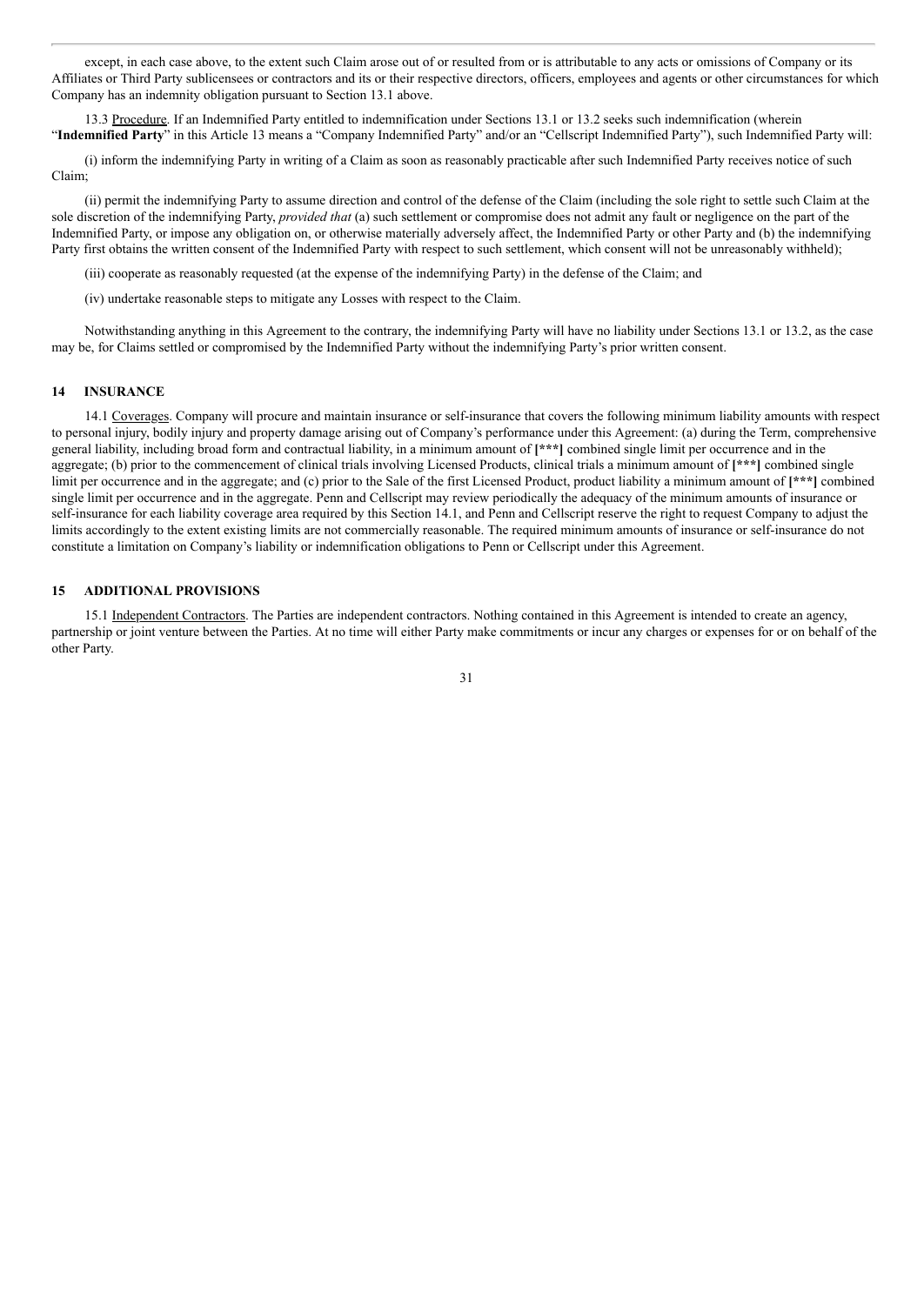except, in each case above, to the extent such Claim arose out of or resulted from or is attributable to any acts or omissions of Company or its Affiliates or Third Party sublicensees or contractors and its or their respective directors, officers, employees and agents or other circumstances for which Company has an indemnity obligation pursuant to Section 13.1 above.

13.3 Procedure. If an Indemnified Party entitled to indemnification under Sections 13.1 or 13.2 seeks such indemnification (wherein "**Indemnified Party**" in this Article 13 means a "Company Indemnified Party" and/or an "Cellscript Indemnified Party"), such Indemnified Party will:

(i) inform the indemnifying Party in writing of a Claim as soon as reasonably practicable after such Indemnified Party receives notice of such Claim;

(ii) permit the indemnifying Party to assume direction and control of the defense of the Claim (including the sole right to settle such Claim at the sole discretion of the indemnifying Party, *provided that* (a) such settlement or compromise does not admit any fault or negligence on the part of the Indemnified Party, or impose any obligation on, or otherwise materially adversely affect, the Indemnified Party or other Party and (b) the indemnifying Party first obtains the written consent of the Indemnified Party with respect to such settlement, which consent will not be unreasonably withheld);

(iii) cooperate as reasonably requested (at the expense of the indemnifying Party) in the defense of the Claim; and

(iv) undertake reasonable steps to mitigate any Losses with respect to the Claim.

Notwithstanding anything in this Agreement to the contrary, the indemnifying Party will have no liability under Sections 13.1 or 13.2, as the case may be, for Claims settled or compromised by the Indemnified Party without the indemnifying Party's prior written consent.

## 14 INSURANCE

14.1 Coverages. Company will procure and maintain insurance or self-insurance that covers the following minimum liability amounts with respect to personal injury, bodily injury and property damage arising out of Company's performance under this Agreement: (a) during the Term, comprehensive general liability, including broad form and contractual liability, in a minimum amount of **[***]** combined single limit per occurrence and in the aggregate; (b) prior to the commencement of clinical trials involving Licensed Products, clinical trials a minimum amount of **[***]** combined single limit per occurrence and in the aggregate; and (c) prior to the Sale of the first Licensed Product, product liability a minimum amount of **[***]** combined single limit per occurrence and in the aggregate. Penn and Cellscript may review periodically the adequacy of the minimum amounts of insurance or self-insurance for each liability coverage area required by this Section 14.1, and Penn and Cellscript reserve the right to request Company to adjust the limits accordingly to the extent existing limits are not commercially reasonable. The required minimum amounts of insurance or self-insurance do not constitute a limitation on Company's liability or indemnification obligations to Penn or Cellscript under this Agreement.

## 15 ADDITIONAL PROVISIONS

15.1 Independent Contractors. The Parties are independent contractors. Nothing contained in this Agreement is intended to create an agency, partnership or joint venture between the Parties. At no time will either Party make commitments or incur any charges or expenses for or on behalf of the other Party.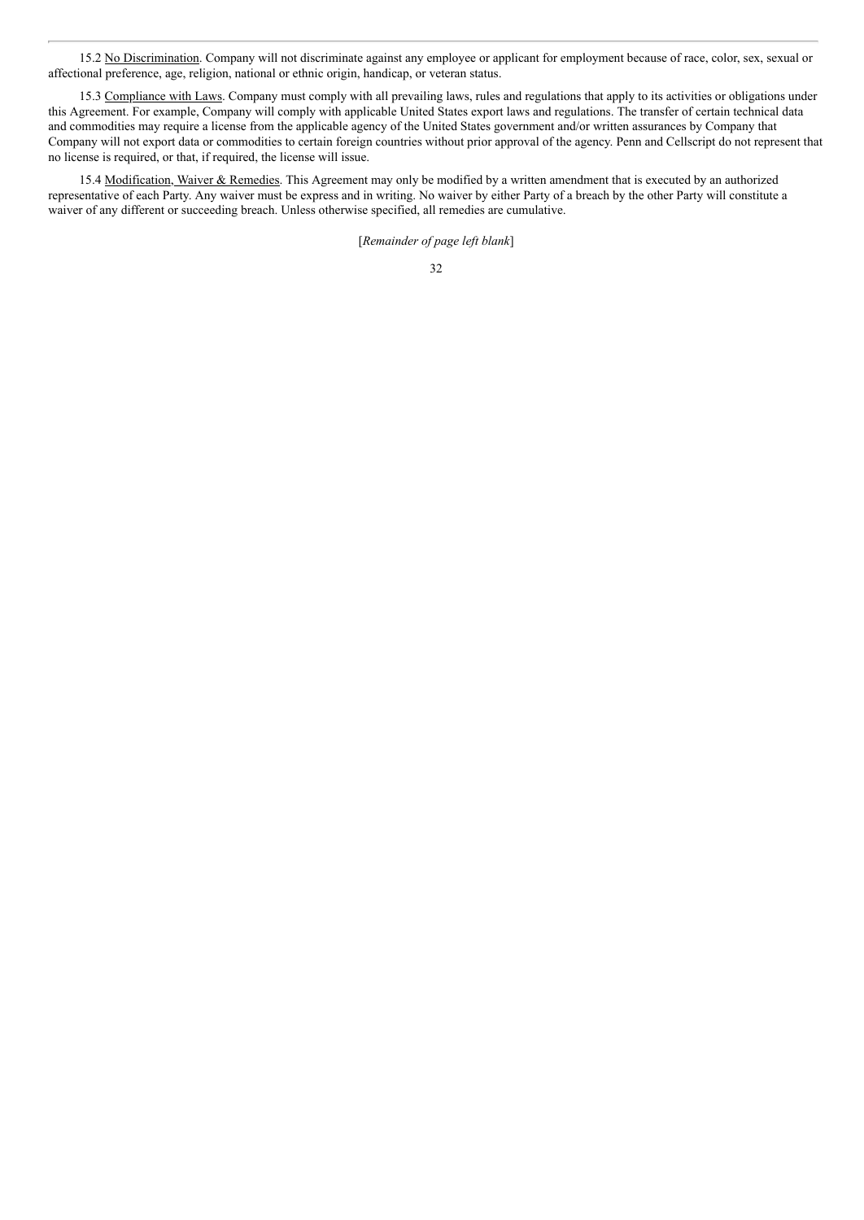15.2 No Discrimination. Company will not discriminate against any employee or applicant for employment because of race, color, sex, sexual or affectional preference, age, religion, national or ethnic origin, handicap, or veteran status.

15.3 Compliance with Laws. Company must comply with all prevailing laws, rules and regulations that apply to its activities or obligations under this Agreement. For example, Company will comply with applicable United States export laws and regulations. The transfer of certain technical data and commodities may require a license from the applicable agency of the United States government and/or written assurances by Company that Company will not export data or commodities to certain foreign countries without prior approval of the agency. Penn and Cellscript do not represent that no license is required, or that, if required, the license will issue.

15.4 Modification, Waiver & Remedies. This Agreement may only be modified by a written amendment that is executed by an authorized representative of each Party. Any waiver must be express and in writing. No waiver by either Party of a breach by the other Party will constitute a waiver of any different or succeeding breach. Unless otherwise specified, all remedies are cumulative.

[*Remainder of page left blank*]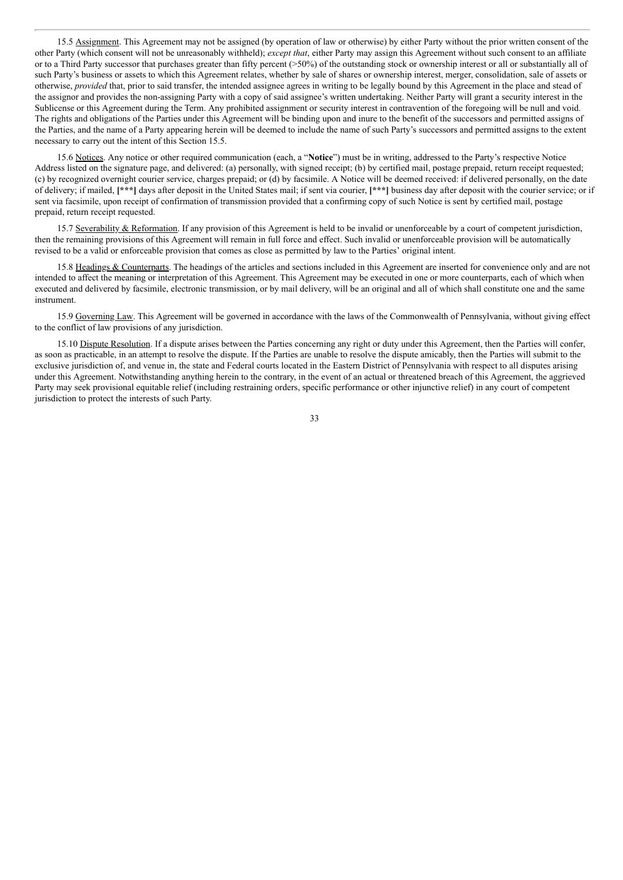15.5 Assignment. This Agreement may not be assigned (by operation of law or otherwise) by either Party without the prior written consent of the other Party (which consent will not be unreasonably withheld); *except that*, either Party may assign this Agreement without such consent to an affiliate or to a Third Party successor that purchases greater than fifty percent (>50%) of the outstanding stock or ownership interest or all or substantially all of such Party's business or assets to which this Agreement relates, whether by sale of shares or ownership interest, merger, consolidation, sale of assets or otherwise, *provided* that, prior to said transfer, the intended assignee agrees in writing to be legally bound by this Agreement in the place and stead of the assignor and provides the non-assigning Party with a copy of said assignee's written undertaking. Neither Party will grant a security interest in the Sublicense or this Agreement during the Term. Any prohibited assignment or security interest in contravention of the foregoing will be null and void. The rights and obligations of the Parties under this Agreement will be binding upon and inure to the benefit of the successors and permitted assigns of the Parties, and the name of a Party appearing herein will be deemed to include the name of such Party's successors and permitted assigns to the extent necessary to carry out the intent of this Section 15.5.

15.6 Notices. Any notice or other required communication (each, a "**Notice**") must be in writing, addressed to the Party's respective Notice Address listed on the signature page, and delivered: (a) personally, with signed receipt; (b) by certified mail, postage prepaid, return receipt requested; (c) by recognized overnight courier service, charges prepaid; or (d) by facsimile. A Notice will be deemed received: if delivered personally, on the date of delivery; if mailed, **[\*\*\*]** days after deposit in the United States mail; if sent via courier, **[\*\*\*]** business day after deposit with the courier service; or if sent via facsimile, upon receipt of confirmation of transmission provided that a confirming copy of such Notice is sent by certified mail, postage prepaid, return receipt requested.

15.7 Severability & Reformation. If any provision of this Agreement is held to be invalid or unenforceable by a court of competent jurisdiction, then the remaining provisions of this Agreement will remain in full force and effect. Such invalid or unenforceable provision will be automatically revised to be a valid or enforceable provision that comes as close as permitted by law to the Parties' original intent.

15.8 Headings & Counterparts. The headings of the articles and sections included in this Agreement are inserted for convenience only and are not intended to affect the meaning or interpretation of this Agreement. This Agreement may be executed in one or more counterparts, each of which when executed and delivered by facsimile, electronic transmission, or by mail delivery, will be an original and all of which shall constitute one and the same instrument.

15.9 Governing Law. This Agreement will be governed in accordance with the laws of the Commonwealth of Pennsylvania, without giving effect to the conflict of law provisions of any jurisdiction.

15.10 Dispute Resolution. If a dispute arises between the Parties concerning any right or duty under this Agreement, then the Parties will confer, as soon as practicable, in an attempt to resolve the dispute. If the Parties are unable to resolve the dispute amicably, then the Parties will submit to the exclusive jurisdiction of, and venue in, the state and Federal courts located in the Eastern District of Pennsylvania with respect to all disputes arising under this Agreement. Notwithstanding anything herein to the contrary, in the event of an actual or threatened breach of this Agreement, the aggrieved Party may seek provisional equitable relief (including restraining orders, specific performance or other injunctive relief) in any court of competent jurisdiction to protect the interests of such Party.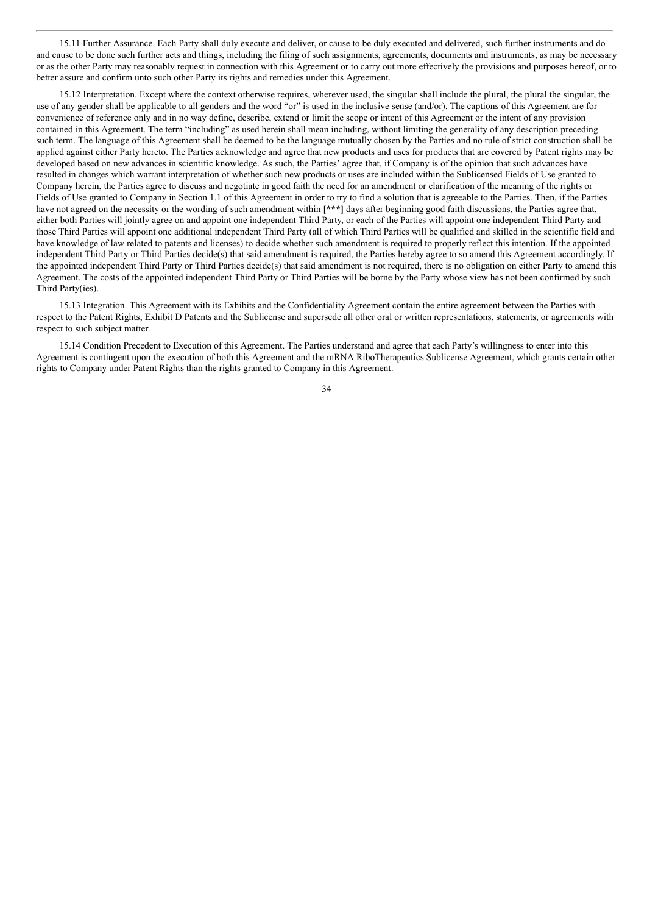15.11 Further Assurance. Each Party shall duly execute and deliver, or cause to be duly executed and delivered, such further instruments and do and cause to be done such further acts and things, including the filing of such assignments, agreements, documents and instruments, as may be necessary or as the other Party may reasonably request in connection with this Agreement or to carry out more effectively the provisions and purposes hereof, or to better assure and confirm unto such other Party its rights and remedies under this Agreement.

15.12 Interpretation. Except where the context otherwise requires, wherever used, the singular shall include the plural, the plural the singular, the use of any gender shall be applicable to all genders and the word "or" is used in the inclusive sense (and/or). The captions of this Agreement are for convenience of reference only and in no way define, describe, extend or limit the scope or intent of this Agreement or the intent of any provision contained in this Agreement. The term "including" as used herein shall mean including, without limiting the generality of any description preceding such term. The language of this Agreement shall be deemed to be the language mutually chosen by the Parties and no rule of strict construction shall be applied against either Party hereto. The Parties acknowledge and agree that new products and uses for products that are covered by Patent rights may be developed based on new advances in scientific knowledge. As such, the Parties' agree that, if Company is of the opinion that such advances have resulted in changes which warrant interpretation of whether such new products or uses are included within the Sublicensed Fields of Use granted to Company herein, the Parties agree to discuss and negotiate in good faith the need for an amendment or clarification of the meaning of the rights or Fields of Use granted to Company in Section 1.1 of this Agreement in order to try to find a solution that is agreeable to the Parties. Then, if the Parties have not agreed on the necessity or the wording of such amendment within **[***]** days after beginning good faith discussions, the Parties agree that, either both Parties will jointly agree on and appoint one independent Third Party, or each of the Parties will appoint one independent Third Party and those Third Parties will appoint one additional independent Third Party (all of which Third Parties will be qualified and skilled in the scientific field and have knowledge of law related to patents and licenses) to decide whether such amendment is required to properly reflect this intention. If the appointed independent Third Party or Third Parties decide(s) that said amendment is required, the Parties hereby agree to so amend this Agreement accordingly. If the appointed independent Third Party or Third Parties decide(s) that said amendment is not required, there is no obligation on either Party to amend this Agreement. The costs of the appointed independent Third Party or Third Parties will be borne by the Party whose view has not been confirmed by such Third Party(ies).

15.13 Integration. This Agreement with its Exhibits and the Confidentiality Agreement contain the entire agreement between the Parties with respect to the Patent Rights, Exhibit D Patents and the Sublicense and supersede all other oral or written representations, statements, or agreements with respect to such subject matter.

15.14 Condition Precedent to Execution of this Agreement. The Parties understand and agree that each Party's willingness to enter into this Agreement is contingent upon the execution of both this Agreement and the mRNA RiboTherapeutics Sublicense Agreement, which grants certain other rights to Company under Patent Rights than the rights granted to Company in this Agreement.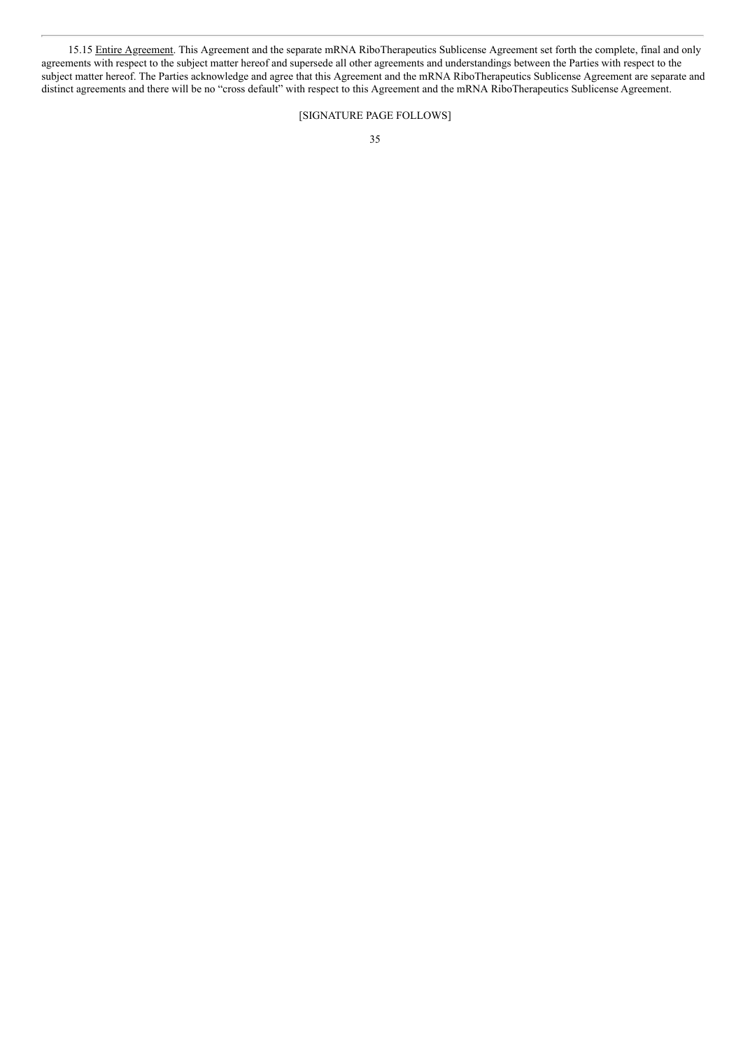15.15 Entire Agreement. This Agreement and the separate mRNA RiboTherapeutics Sublicense Agreement set forth the complete, final and only agreements with respect to the subject matter hereof and supersede all other agreements and understandings between the Parties with respect to the subject matter hereof. The Parties acknowledge and agree that this Agreement and the mRNA RiboTherapeutics Sublicense Agreement are separate and distinct agreements and there will be no "cross default" with respect to this Agreement and the mRNA RiboTherapeutics Sublicense Agreement.

[SIGNATURE PAGE FOLLOWS]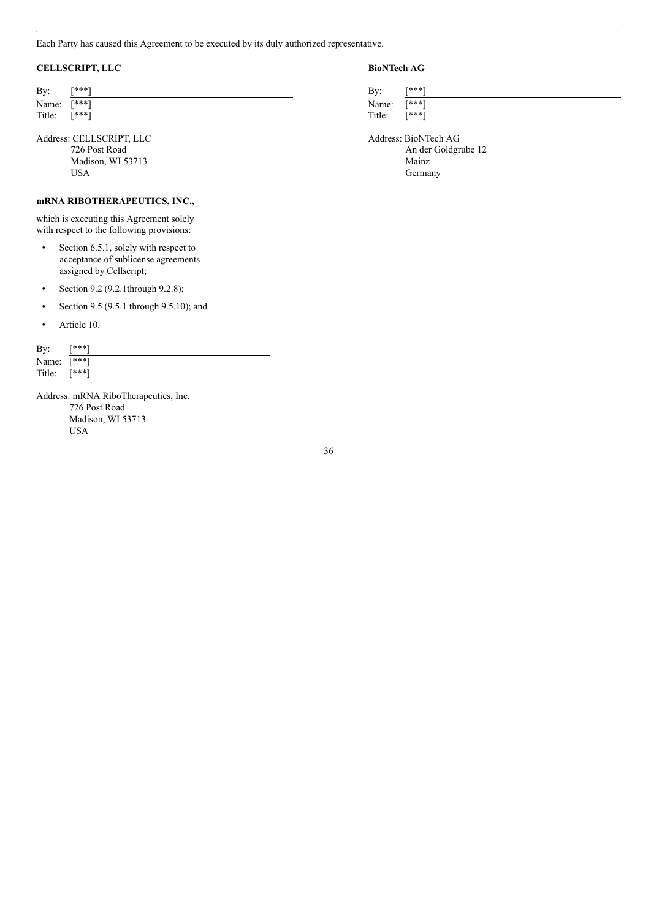Each Party has caused this Agreement to be executed by its duly authorized representative.

**CELLSCRIPT, LLC**

By: [***]
Name: [***]
Title: [***]

Address: CELLSCRIPT, LLC
726 Post Road
Madison, WI 53713
USA

**BioNTech AG**

By: [***]
Name: [***]
Title: [***]

Address: BioNTech AG
An der Goldgrube 12
Mainz
Germany

**mRNA RIBOTHERAPEUTICS, INC.,**

which is executing this Agreement solely with respect to the following provisions:

- Section 6.5.1, solely with respect to acceptance of sublicense agreements assigned by Cellscript;
- Section 9.2 (9.2.1through 9.2.8);
- Section 9.5 (9.5.1 through 9.5.10); and
- Article 10.

By: [***]
Name: [***]
Title: [***]

Address: mRNA RiboTherapeutics, Inc.
726 Post Road
Madison, WI 53713
USA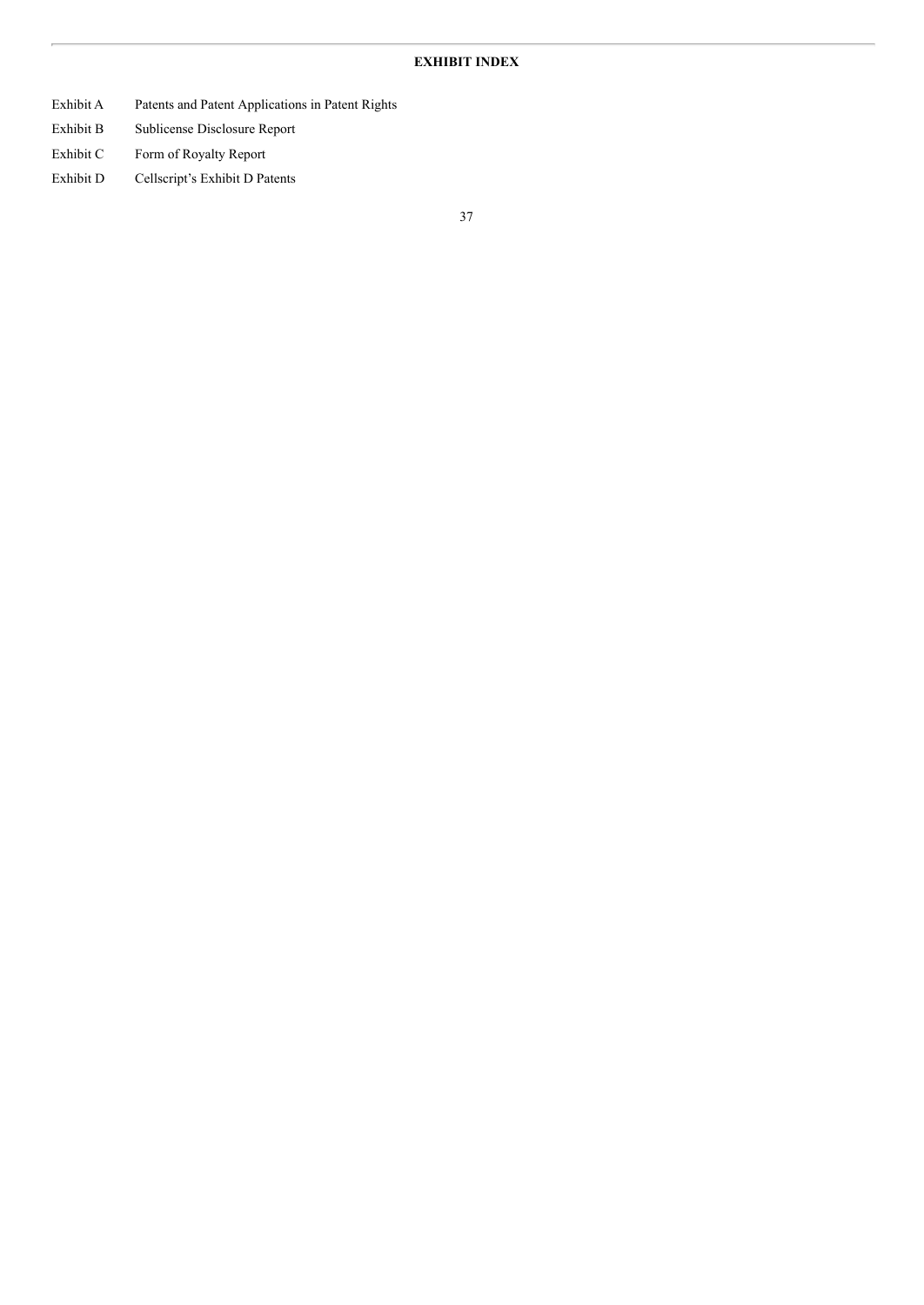**EXHIBIT INDEX**

| | |
|---|---|
| Exhibit A | Patents and Patent Applications in Patent Rights |
| Exhibit B | Sublicense Disclosure Report |
| Exhibit C | Form of Royalty Report |
| Exhibit D | Cellscript's Exhibit D Patents |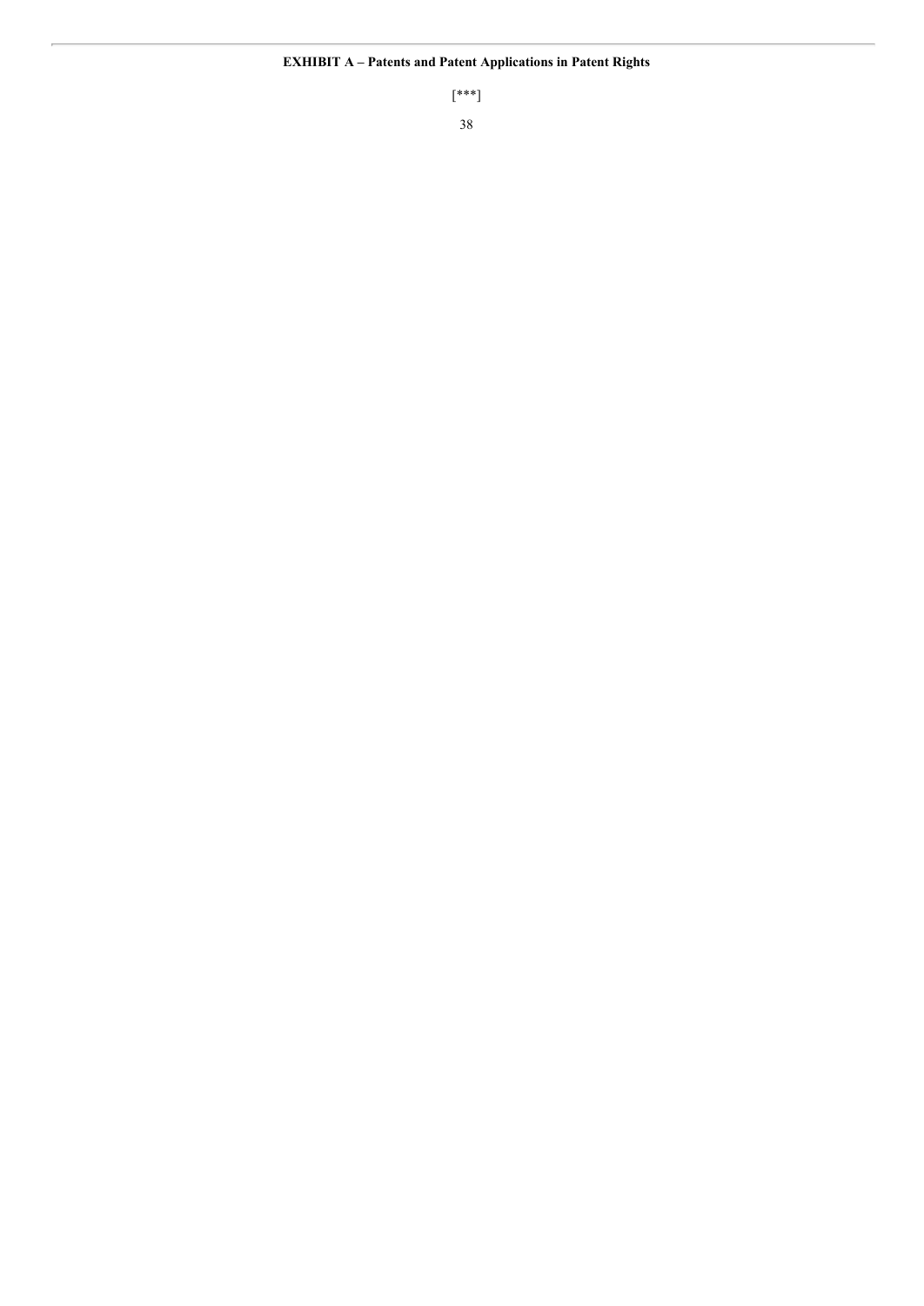**EXHIBIT A – Patents and Patent Applications in Patent Rights**

[***]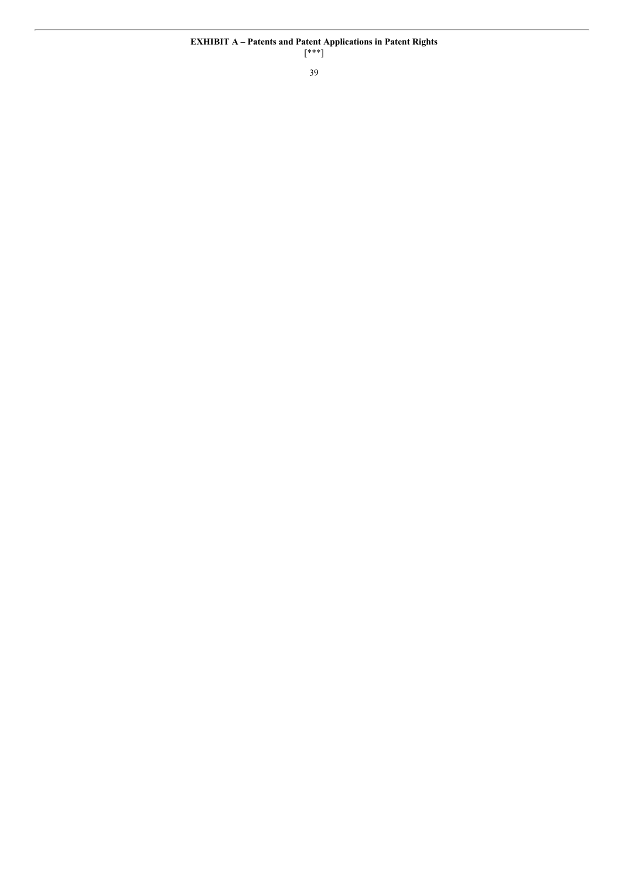**EXHIBIT A – Patents and Patent Applications in Patent Rights**

[***]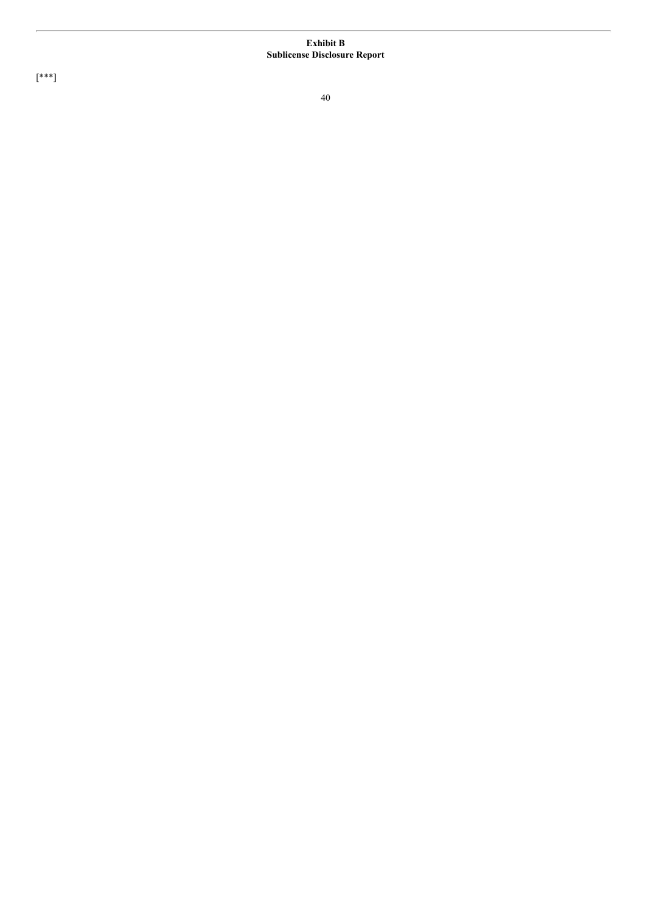**Exhibit B**
**Sublicense Disclosure Report**

[***]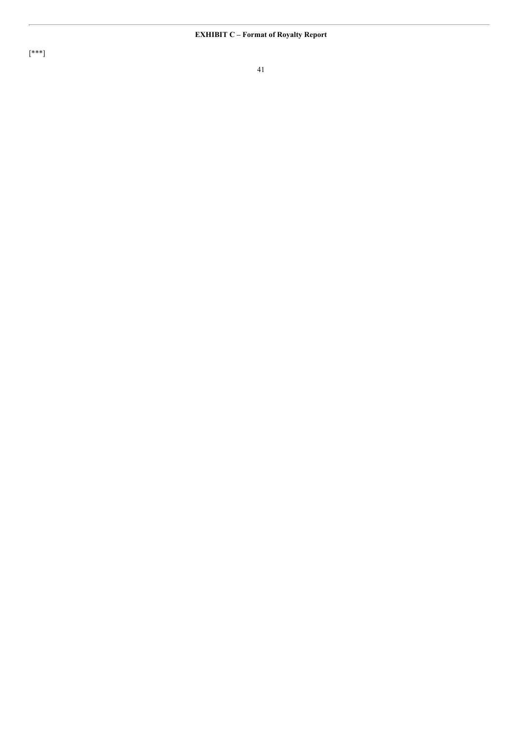**EXHIBIT C – Format of Royalty Report**

[***]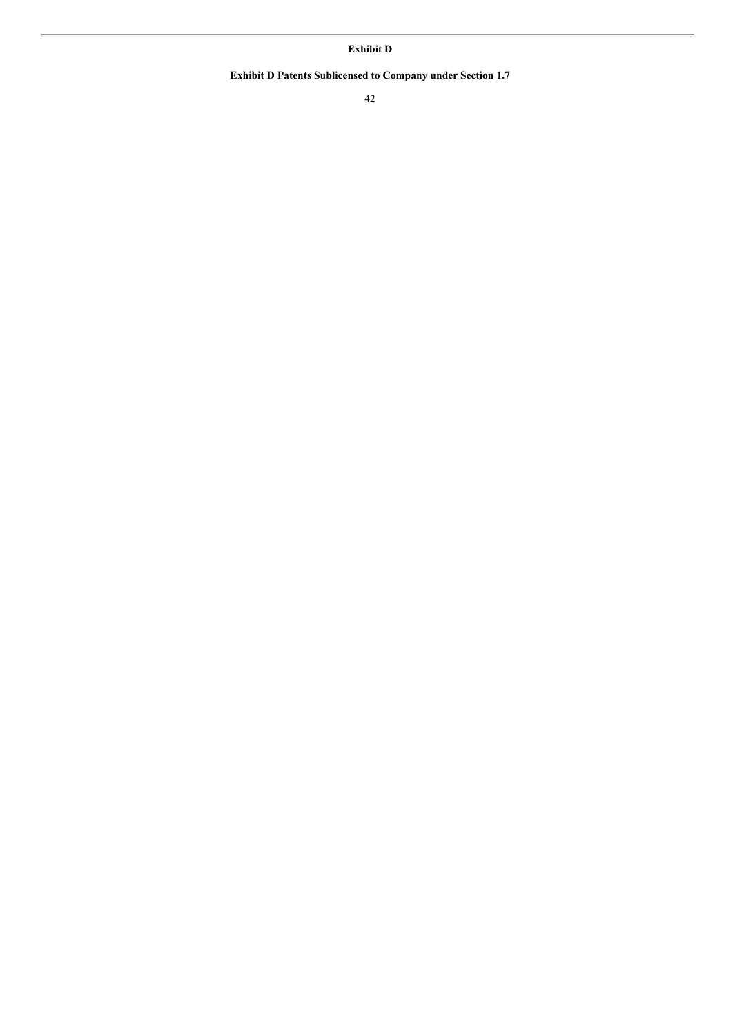**Exhibit D**

**Exhibit D Patents Sublicensed to Company under Section 1.7**